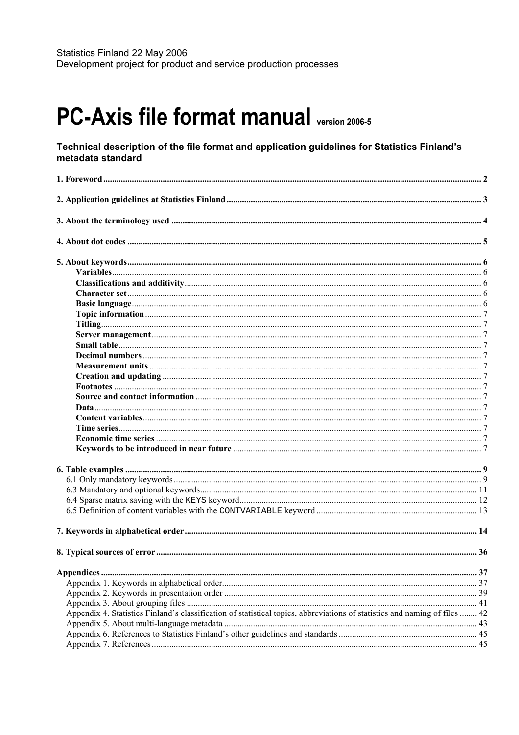Statistics Finland 22 May 2006
Development project for product and service production processes

# PC-Axis file format manual version 2006-5

### Technical description of the file format and application guidelines for Statistics Finland's metadata standard

**1. Foreword** .......... 2

**2. Application guidelines at Statistics Finland** .......... 3

**3. About the terminology used** .......... 4

**4. About dot codes** .......... 5

**5. About keywords** .......... 6
- **Variables** .......... 6
- **Classifications and additivity** .......... 6
- **Character set** .......... 6
- **Basic language** .......... 6
- **Topic information** .......... 7
- **Titling** .......... 7
- **Server management** .......... 7
- **Small table** .......... 7
- **Decimal numbers** .......... 7
- **Measurement units** .......... 7
- **Creation and updating** .......... 7
- **Footnotes** .......... 7
- **Source and contact information** .......... 7
- **Data** .......... 7
- **Content variables** .......... 7
- **Time series** .......... 7
- **Economic time series** .......... 7
- **Keywords to be introduced in near future** .......... 7

**6. Table examples** .......... 9
- 6.1 Only mandatory keywords .......... 9
- 6.3 Mandatory and optional keywords .......... 11
- 6.4 Sparse matrix saving with the `KEYS` keyword .......... 12
- 6.5 Definition of content variables with the `CONTVARIABLE` keyword .......... 13

**7. Keywords in alphabetical order** .......... 14

**8. Typical sources of error** .......... 36

**Appendices** .......... 37
- Appendix 1. Keywords in alphabetical order .......... 37
- Appendix 2. Keywords in presentation order .......... 39
- Appendix 3. About grouping files .......... 41
- Appendix 4. Statistics Finland's classification of statistical topics, abbreviations of statistics and naming of files .......... 42
- Appendix 5. About multi-language metadata .......... 43
- Appendix 6. References to Statistics Finland's other guidelines and standards .......... 45
- Appendix 7. References .......... 45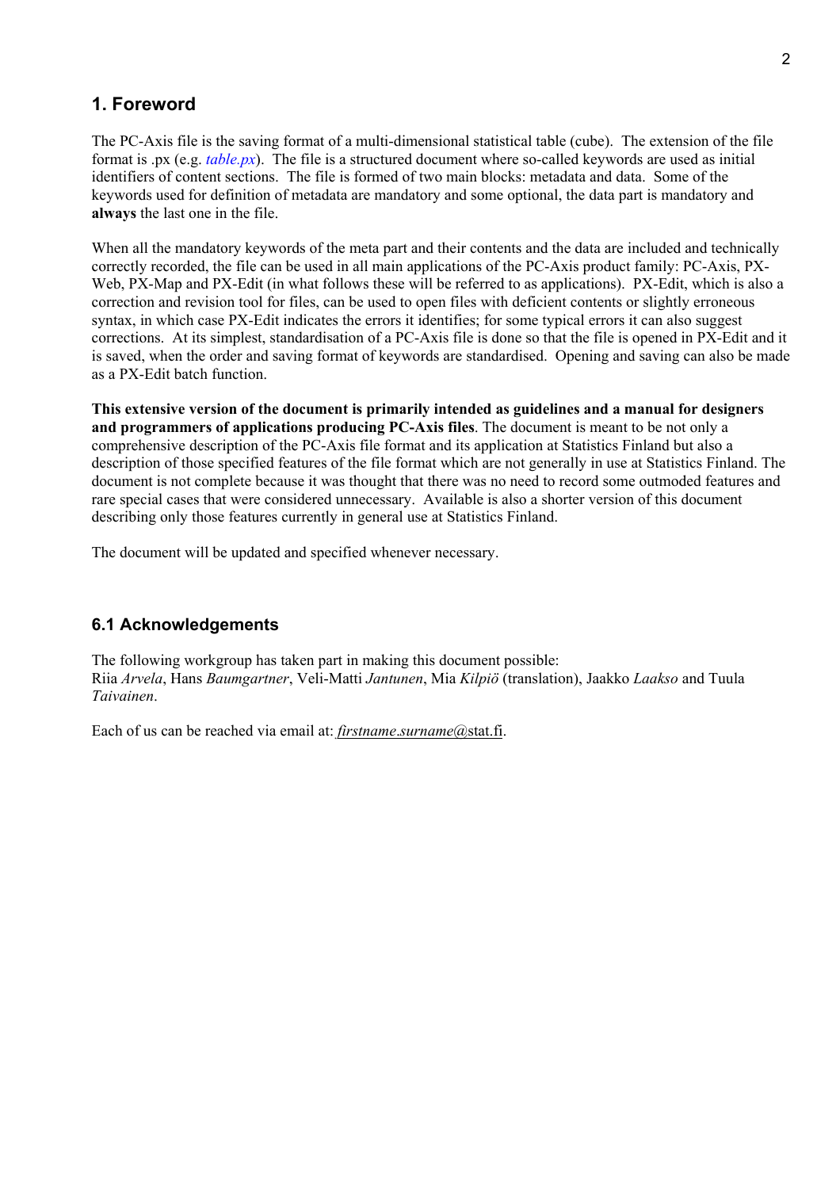## 1. Foreword

The PC-Axis file is the saving format of a multi-dimensional statistical table (cube). The extension of the file format is .px (e.g. *table.px*). The file is a structured document where so-called keywords are used as initial identifiers of content sections. The file is formed of two main blocks: metadata and data. Some of the keywords used for definition of metadata are mandatory and some optional, the data part is mandatory and **always** the last one in the file.

When all the mandatory keywords of the meta part and their contents and the data are included and technically correctly recorded, the file can be used in all main applications of the PC-Axis product family: PC-Axis, PX-Web, PX-Map and PX-Edit (in what follows these will be referred to as applications). PX-Edit, which is also a correction and revision tool for files, can be used to open files with deficient contents or slightly erroneous syntax, in which case PX-Edit indicates the errors it identifies; for some typical errors it can also suggest corrections. At its simplest, standardisation of a PC-Axis file is done so that the file is opened in PX-Edit and it is saved, when the order and saving format of keywords are standardised. Opening and saving can also be made as a PX-Edit batch function.

**This extensive version of the document is primarily intended as guidelines and a manual for designers and programmers of applications producing PC-Axis files**. The document is meant to be not only a comprehensive description of the PC-Axis file format and its application at Statistics Finland but also a description of those specified features of the file format which are not generally in use at Statistics Finland. The document is not complete because it was thought that there was no need to record some outmoded features and rare special cases that were considered unnecessary. Available is also a shorter version of this document describing only those features currently in general use at Statistics Finland.

The document will be updated and specified whenever necessary.

### 6.1 Acknowledgements

The following workgroup has taken part in making this document possible:
Riia *Arvela*, Hans *Baumgartner*, Veli-Matti *Jantunen*, Mia *Kilpiö* (translation), Jaakko *Laakso* and Tuula *Taivainen*.

Each of us can be reached via email at: *firstname.surname*@stat.fi.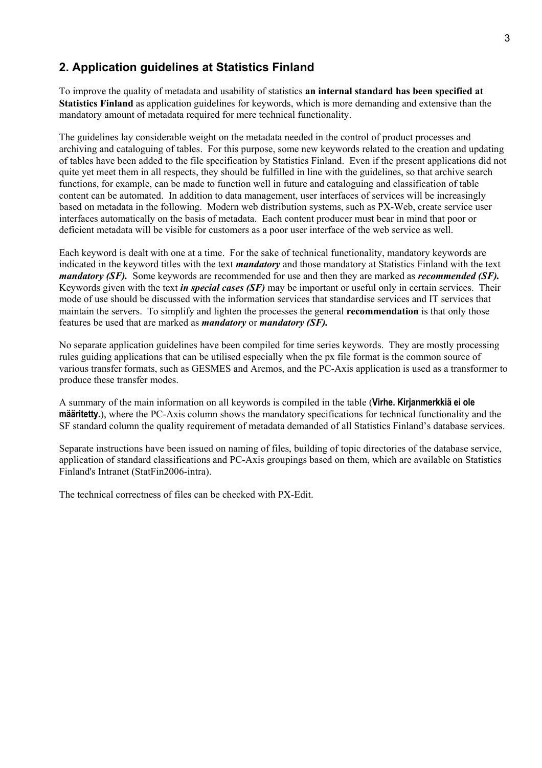## 2. Application guidelines at Statistics Finland

To improve the quality of metadata and usability of statistics **an internal standard has been specified at Statistics Finland** as application guidelines for keywords, which is more demanding and extensive than the mandatory amount of metadata required for mere technical functionality.

The guidelines lay considerable weight on the metadata needed in the control of product processes and archiving and cataloguing of tables. For this purpose, some new keywords related to the creation and updating of tables have been added to the file specification by Statistics Finland. Even if the present applications did not quite yet meet them in all respects, they should be fulfilled in line with the guidelines, so that archive search functions, for example, can be made to function well in future and cataloguing and classification of table content can be automated. In addition to data management, user interfaces of services will be increasingly based on metadata in the following. Modern web distribution systems, such as PX-Web, create service user interfaces automatically on the basis of metadata. Each content producer must bear in mind that poor or deficient metadata will be visible for customers as a poor user interface of the web service as well.

Each keyword is dealt with one at a time. For the sake of technical functionality, mandatory keywords are indicated in the keyword titles with the text ***mandatory*** and those mandatory at Statistics Finland with the text ***mandatory (SF).*** Some keywords are recommended for use and then they are marked as ***recommended (SF).*** Keywords given with the text ***in special cases (SF)*** may be important or useful only in certain services. Their mode of use should be discussed with the information services that standardise services and IT services that maintain the servers. To simplify and lighten the processes the general **recommendation** is that only those features be used that are marked as ***mandatory*** or ***mandatory (SF).***

No separate application guidelines have been compiled for time series keywords. They are mostly processing rules guiding applications that can be utilised especially when the px file format is the common source of various transfer formats, such as GESMES and Aremos, and the PC-Axis application is used as a transformer to produce these transfer modes.

A summary of the main information on all keywords is compiled in the table (**Virhe. Kirjanmerkkiä ei ole määritetty.**), where the PC-Axis column shows the mandatory specifications for technical functionality and the SF standard column the quality requirement of metadata demanded of all Statistics Finland's database services.

Separate instructions have been issued on naming of files, building of topic directories of the database service, application of standard classifications and PC-Axis groupings based on them, which are available on Statistics Finland's Intranet (StatFin2006-intra).

The technical correctness of files can be checked with PX-Edit.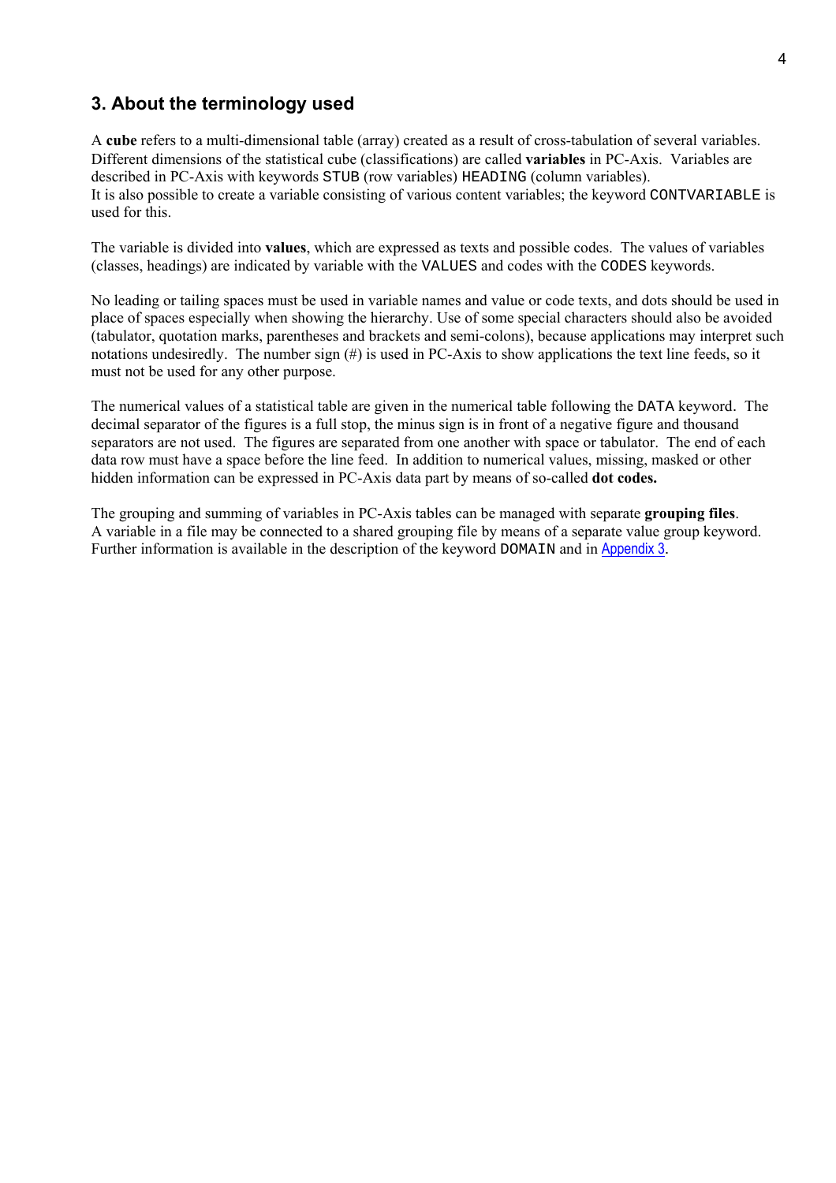## 3. About the terminology used

A **cube** refers to a multi-dimensional table (array) created as a result of cross-tabulation of several variables. Different dimensions of the statistical cube (classifications) are called **variables** in PC-Axis. Variables are described in PC-Axis with keywords `STUB` (row variables) `HEADING` (column variables).
It is also possible to create a variable consisting of various content variables; the keyword `CONTVARIABLE` is used for this.

The variable is divided into **values**, which are expressed as texts and possible codes. The values of variables (classes, headings) are indicated by variable with the `VALUES` and codes with the `CODES` keywords.

No leading or tailing spaces must be used in variable names and value or code texts, and dots should be used in place of spaces especially when showing the hierarchy. Use of some special characters should also be avoided (tabulator, quotation marks, parentheses and brackets and semi-colons), because applications may interpret such notations undesiredly. The number sign (#) is used in PC-Axis to show applications the text line feeds, so it must not be used for any other purpose.

The numerical values of a statistical table are given in the numerical table following the `DATA` keyword. The decimal separator of the figures is a full stop, the minus sign is in front of a negative figure and thousand separators are not used. The figures are separated from one another with space or tabulator. The end of each data row must have a space before the line feed. In addition to numerical values, missing, masked or other hidden information can be expressed in PC-Axis data part by means of so-called **dot codes.**

The grouping and summing of variables in PC-Axis tables can be managed with separate **grouping files**. A variable in a file may be connected to a shared grouping file by means of a separate value group keyword. Further information is available in the description of the keyword `DOMAIN` and in Appendix 3.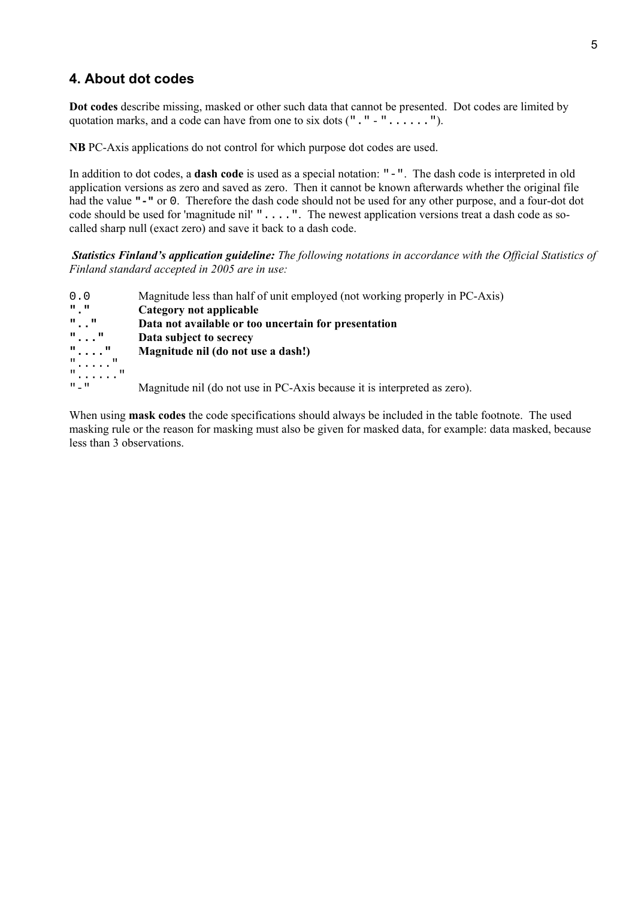## 4. About dot codes

**Dot codes** describe missing, masked or other such data that cannot be presented. Dot codes are limited by quotation marks, and a code can have from one to six dots (`"."` - `"......"`).

**NB** PC-Axis applications do not control for which purpose dot codes are used.

In addition to dot codes, a **dash code** is used as a special notation: `"-"`. The dash code is interpreted in old application versions as zero and saved as zero. Then it cannot be known afterwards whether the original file had the value `"-"` or `0`. Therefore the dash code should not be used for any other purpose, and a four-dot dot code should be used for 'magnitude nil' `"...."`. The newest application versions treat a dash code as so-called sharp null (exact zero) and save it back to a dash code.

***Statistics Finland's application guideline:*** *The following notations in accordance with the Official Statistics of Finland standard accepted in 2005 are in use:*

| | |
|---|---|
| `0.0` | Magnitude less than half of unit employed (not working properly in PC-Axis) |
| `"."` | **Category not applicable** |
| `".."` | **Data not available or too uncertain for presentation** |
| `"..."` | **Data subject to secrecy** |
| `"...."` | **Magnitude nil (do not use a dash!)** |
| `"....."` | |
| `"......"` | |
| `"-"` | Magnitude nil (do not use in PC-Axis because it is interpreted as zero). |

When using **mask codes** the code specifications should always be included in the table footnote. The used masking rule or the reason for masking must also be given for masked data, for example: data masked, because less than 3 observations.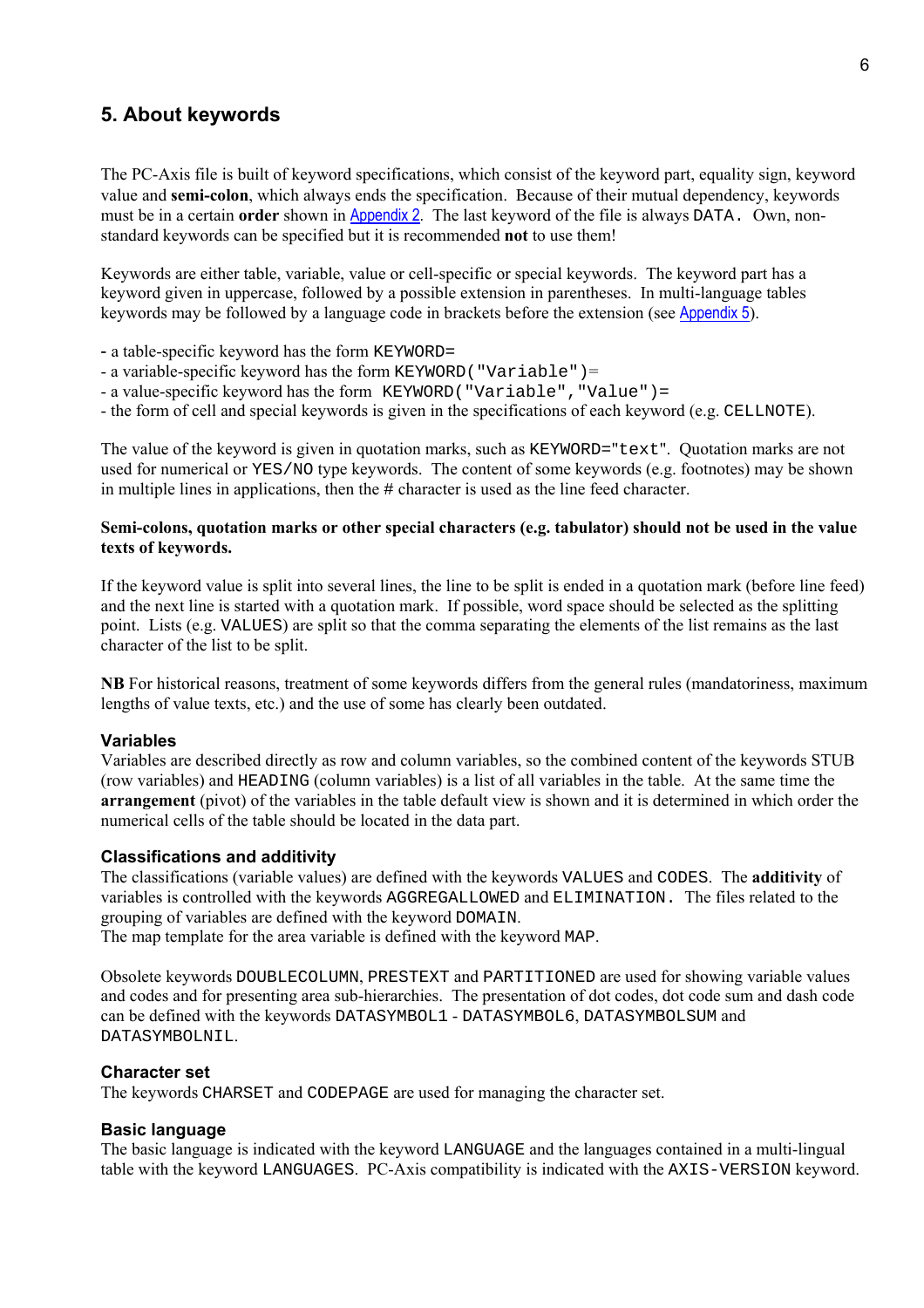## 5. About keywords

The PC-Axis file is built of keyword specifications, which consist of the keyword part, equality sign, keyword value and **semi-colon**, which always ends the specification. Because of their mutual dependency, keywords must be in a certain **order** shown in Appendix 2. The last keyword of the file is always DATA. Own, non-standard keywords can be specified but it is recommended **not** to use them!

Keywords are either table, variable, value or cell-specific or special keywords. The keyword part has a keyword given in uppercase, followed by a possible extension in parentheses. In multi-language tables keywords may be followed by a language code in brackets before the extension (see Appendix 5).

- a table-specific keyword has the form KEYWORD=
- a variable-specific keyword has the form KEYWORD("Variable")=
- a value-specific keyword has the form KEYWORD("Variable","Value")=
- the form of cell and special keywords is given in the specifications of each keyword (e.g. CELLNOTE).

The value of the keyword is given in quotation marks, such as KEYWORD="text". Quotation marks are not used for numerical or YES/NO type keywords. The content of some keywords (e.g. footnotes) may be shown in multiple lines in applications, then the # character is used as the line feed character.

**Semi-colons, quotation marks or other special characters (e.g. tabulator) should not be used in the value texts of keywords.**

If the keyword value is split into several lines, the line to be split is ended in a quotation mark (before line feed) and the next line is started with a quotation mark. If possible, word space should be selected as the splitting point. Lists (e.g. VALUES) are split so that the comma separating the elements of the list remains as the last character of the list to be split.

**NB** For historical reasons, treatment of some keywords differs from the general rules (mandatoriness, maximum lengths of value texts, etc.) and the use of some has clearly been outdated.

### Variables

Variables are described directly as row and column variables, so the combined content of the keywords STUB (row variables) and HEADING (column variables) is a list of all variables in the table. At the same time the **arrangement** (pivot) of the variables in the table default view is shown and it is determined in which order the numerical cells of the table should be located in the data part.

### Classifications and additivity

The classifications (variable values) are defined with the keywords VALUES and CODES. The **additivity** of variables is controlled with the keywords AGGREGALLOWED and ELIMINATION. The files related to the grouping of variables are defined with the keyword DOMAIN.
The map template for the area variable is defined with the keyword MAP.

Obsolete keywords DOUBLECOLUMN, PRESTEXT and PARTITIONED are used for showing variable values and codes and for presenting area sub-hierarchies. The presentation of dot codes, dot code sum and dash code can be defined with the keywords DATASYMBOL1 - DATASYMBOL6, DATASYMBOLSUM and DATASYMBOLNIL.

### Character set

The keywords CHARSET and CODEPAGE are used for managing the character set.

### Basic language

The basic language is indicated with the keyword LANGUAGE and the languages contained in a multi-lingual table with the keyword LANGUAGES. PC-Axis compatibility is indicated with the AXIS-VERSION keyword.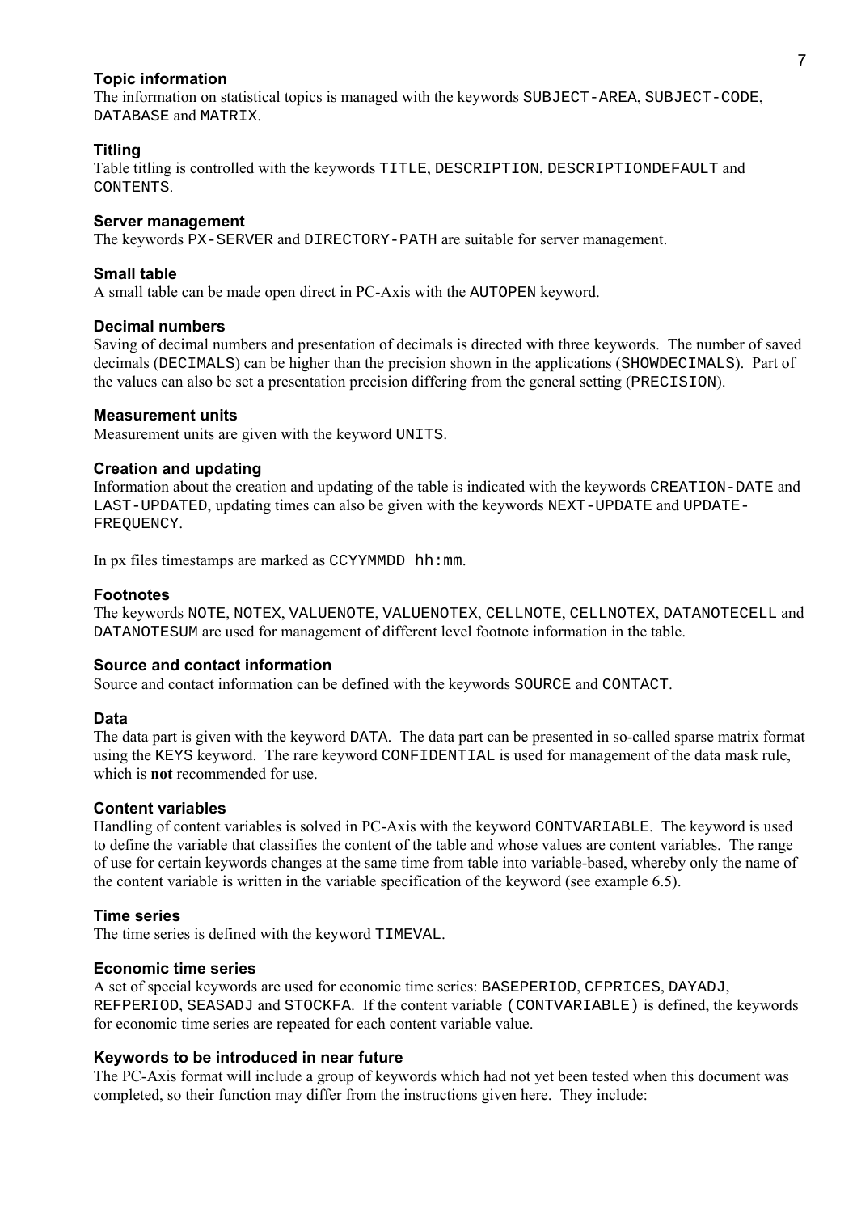### Topic information

The information on statistical topics is managed with the keywords `SUBJECT-AREA`, `SUBJECT-CODE`, `DATABASE` and `MATRIX`.

### Titling

Table titling is controlled with the keywords `TITLE`, `DESCRIPTION`, `DESCRIPTIONDEFAULT` and `CONTENTS`.

### Server management

The keywords `PX-SERVER` and `DIRECTORY-PATH` are suitable for server management.

### Small table

A small table can be made open direct in PC-Axis with the `AUTOPEN` keyword.

### Decimal numbers

Saving of decimal numbers and presentation of decimals is directed with three keywords. The number of saved decimals (`DECIMALS`) can be higher than the precision shown in the applications (`SHOWDECIMALS`). Part of the values can also be set a presentation precision differing from the general setting (`PRECISION`).

### Measurement units

Measurement units are given with the keyword `UNITS`.

### Creation and updating

Information about the creation and updating of the table is indicated with the keywords `CREATION-DATE` and `LAST-UPDATED`, updating times can also be given with the keywords `NEXT-UPDATE` and `UPDATE-FREQUENCY`.

In px files timestamps are marked as `CCYYMMDD hh:mm`.

### Footnotes

The keywords `NOTE`, `NOTEX`, `VALUENOTE`, `VALUENOTEX`, `CELLNOTE`, `CELLNOTEX`, `DATANOTECELL` and `DATANOTESUM` are used for management of different level footnote information in the table.

### Source and contact information

Source and contact information can be defined with the keywords `SOURCE` and `CONTACT`.

### Data

The data part is given with the keyword `DATA`. The data part can be presented in so-called sparse matrix format using the `KEYS` keyword. The rare keyword `CONFIDENTIAL` is used for management of the data mask rule, which is **not** recommended for use.

### Content variables

Handling of content variables is solved in PC-Axis with the keyword `CONTVARIABLE`. The keyword is used to define the variable that classifies the content of the table and whose values are content variables. The range of use for certain keywords changes at the same time from table into variable-based, whereby only the name of the content variable is written in the variable specification of the keyword (see example 6.5).

### Time series

The time series is defined with the keyword `TIMEVAL`.

### Economic time series

A set of special keywords are used for economic time series: `BASEPERIOD`, `CFPRICES`, `DAYADJ`, `REFPERIOD`, `SEASADJ` and `STOCKFA`. If the content variable (`CONTVARIABLE`) is defined, the keywords for economic time series are repeated for each content variable value.

### Keywords to be introduced in near future

The PC-Axis format will include a group of keywords which had not yet been tested when this document was completed, so their function may differ from the instructions given here. They include: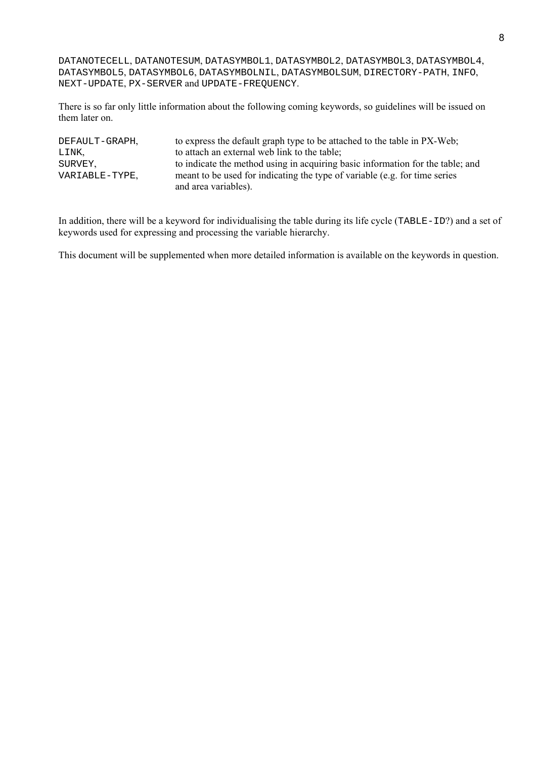`DATANOTECELL`, `DATANOTESUM`, `DATASYMBOL1`, `DATASYMBOL2`, `DATASYMBOL3`, `DATASYMBOL4`, `DATASYMBOL5`, `DATASYMBOL6`, `DATASYMBOLNIL`, `DATASYMBOLSUM`, `DIRECTORY-PATH`, `INFO`, `NEXT-UPDATE`, `PX-SERVER` and `UPDATE-FREQUENCY`.

There is so far only little information about the following coming keywords, so guidelines will be issued on them later on.

| | |
|---|---|
| `DEFAULT-GRAPH`, | to express the default graph type to be attached to the table in PX-Web; |
| `LINK`, | to attach an external web link to the table; |
| `SURVEY`, | to indicate the method using in acquiring basic information for the table; and |
| `VARIABLE-TYPE`, | meant to be used for indicating the type of variable (e.g. for time series and area variables). |

In addition, there will be a keyword for individualising the table during its life cycle (`TABLE-ID`?) and a set of keywords used for expressing and processing the variable hierarchy.

This document will be supplemented when more detailed information is available on the keywords in question.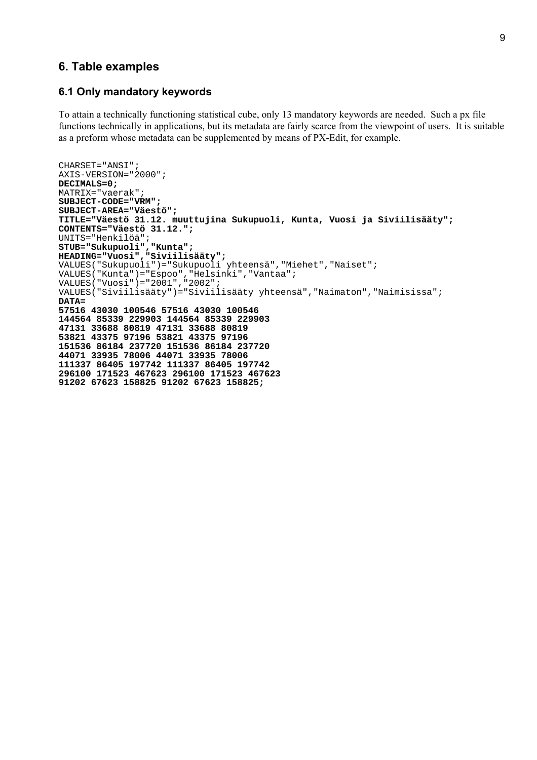## 6. Table examples

### 6.1 Only mandatory keywords

To attain a technically functioning statistical cube, only 13 mandatory keywords are needed. Such a px file functions technically in applications, but its metadata are fairly scarce from the viewpoint of users. It is suitable as a preform whose metadata can be supplemented by means of PX-Edit, for example.

```
CHARSET="ANSI";
AXIS-VERSION="2000";
DECIMALS=0;
MATRIX="vaerak";
SUBJECT-CODE="VRM";
SUBJECT-AREA="Väestö";
TITLE="Väestö 31.12. muuttujina Sukupuoli, Kunta, Vuosi ja Siviilisääty";
CONTENTS="Väestö 31.12.";
UNITS="Henkilöä";
STUB="Sukupuoli","Kunta";
HEADING="Vuosi","Siviilisääty";
VALUES("Sukupuoli")="Sukupuoli yhteensä","Miehet","Naiset";
VALUES("Kunta")="Espoo","Helsinki","Vantaa";
VALUES("Vuosi")="2001","2002";
VALUES("Siviilisääty")="Siviilisääty yhteensä","Naimaton","Naimisissa";
DATA=
57516 43030 100546 57516 43030 100546
144564 85339 229903 144564 85339 229903
47131 33688 80819 47131 33688 80819
53821 43375 97196 53821 43375 97196
151536 86184 237720 151536 86184 237720
44071 33935 78006 44071 33935 78006
111337 86405 197742 111337 86405 197742
296100 171523 467623 296100 171523 467623
91202 67623 158825 91202 67623 158825;
```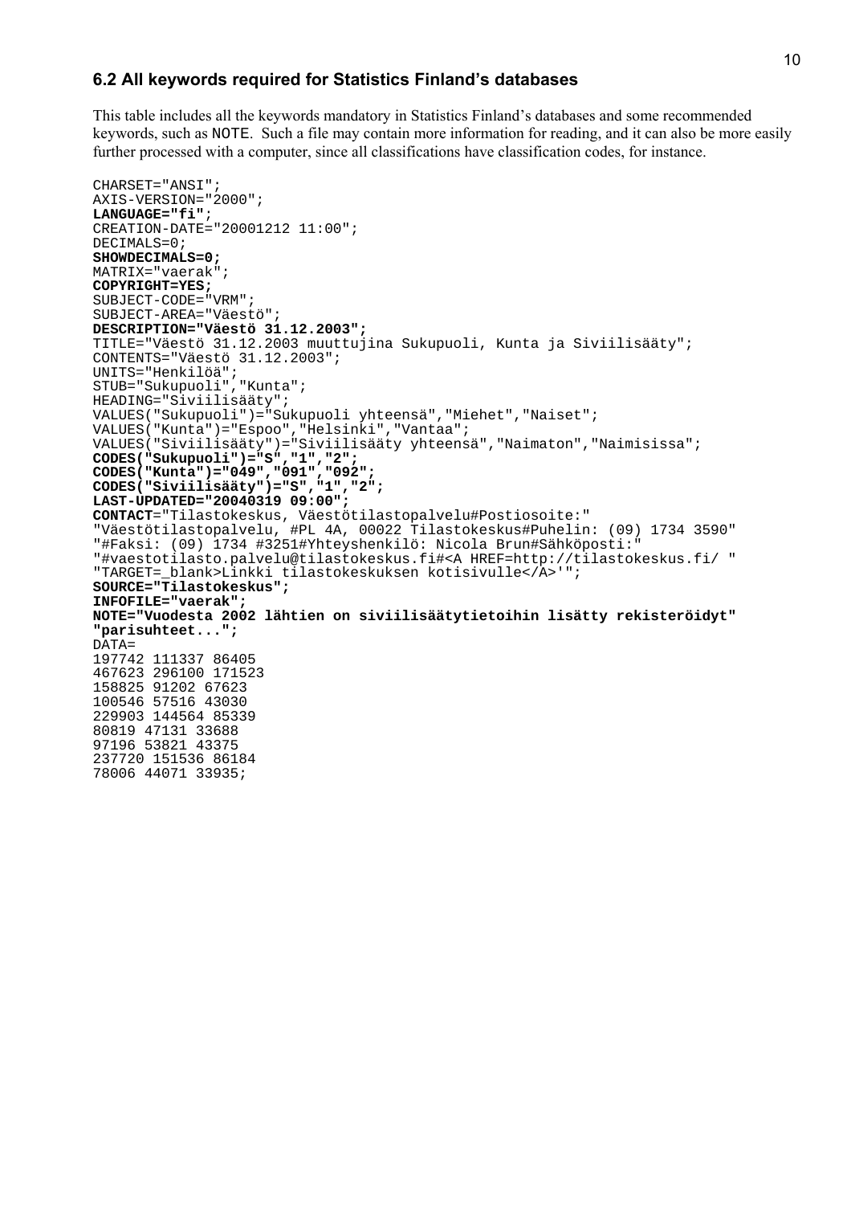## 6.2 All keywords required for Statistics Finland's databases

This table includes all the keywords mandatory in Statistics Finland's databases and some recommended keywords, such as NOTE. Such a file may contain more information for reading, and it can also be more easily further processed with a computer, since all classifications have classification codes, for instance.

```
CHARSET="ANSI";
AXIS-VERSION="2000";
LANGUAGE="fi";
CREATION-DATE="20001212 11:00";
DECIMALS=0;
SHOWDECIMALS=0;
MATRIX="vaerak";
COPYRIGHT=YES;
SUBJECT-CODE="VRM";
SUBJECT-AREA="Väestö";
DESCRIPTION="Väestö 31.12.2003";
TITLE="Väestö 31.12.2003 muuttujina Sukupuoli, Kunta ja Siviilisääty";
CONTENTS="Väestö 31.12.2003";
UNITS="Henkilöä";
STUB="Sukupuoli","Kunta";
HEADING="Siviilisääty";
VALUES("Sukupuoli")="Sukupuoli yhteensä","Miehet","Naiset";
VALUES("Kunta")="Espoo","Helsinki","Vantaa";
VALUES("Siviilisääty")="Siviilisääty yhteensä","Naimaton","Naimisissa";
CODES("Sukupuoli")="S","1","2";
CODES("Kunta")="049","091","092";
CODES("Siviilisääty")="S","1","2";
LAST-UPDATED="20040319 09:00";
CONTACT="Tilastokeskus, Väestötilastopalvelu#Postiosoite:"
"Väestötilastopalvelu, #PL 4A, 00022 Tilastokeskus#Puhelin: (09) 1734 3590"
"#Faksi: (09) 1734 #3251#Yhteyshenkilö: Nicola Brun#Sähköposti:"
"#vaestotilasto.palvelu@tilastokeskus.fi#<A HREF=http://tilastokeskus.fi/ "
"TARGET=_blank>Linkki tilastokeskuksen kotisivulle</A>'";
SOURCE="Tilastokeskus";
INFOFILE="vaerak";
NOTE="Vuodesta 2002 lähtien on siviilisäätytietoihin lisätty rekisteröidyt"
"parisuhteet...";
DATA=
197742 111337 86405
467623 296100 171523
158825 91202 67623
100546 57516 43030
229903 144564 85339
80819 47131 33688
97196 53821 43375
237720 151536 86184
78006 44071 33935;
```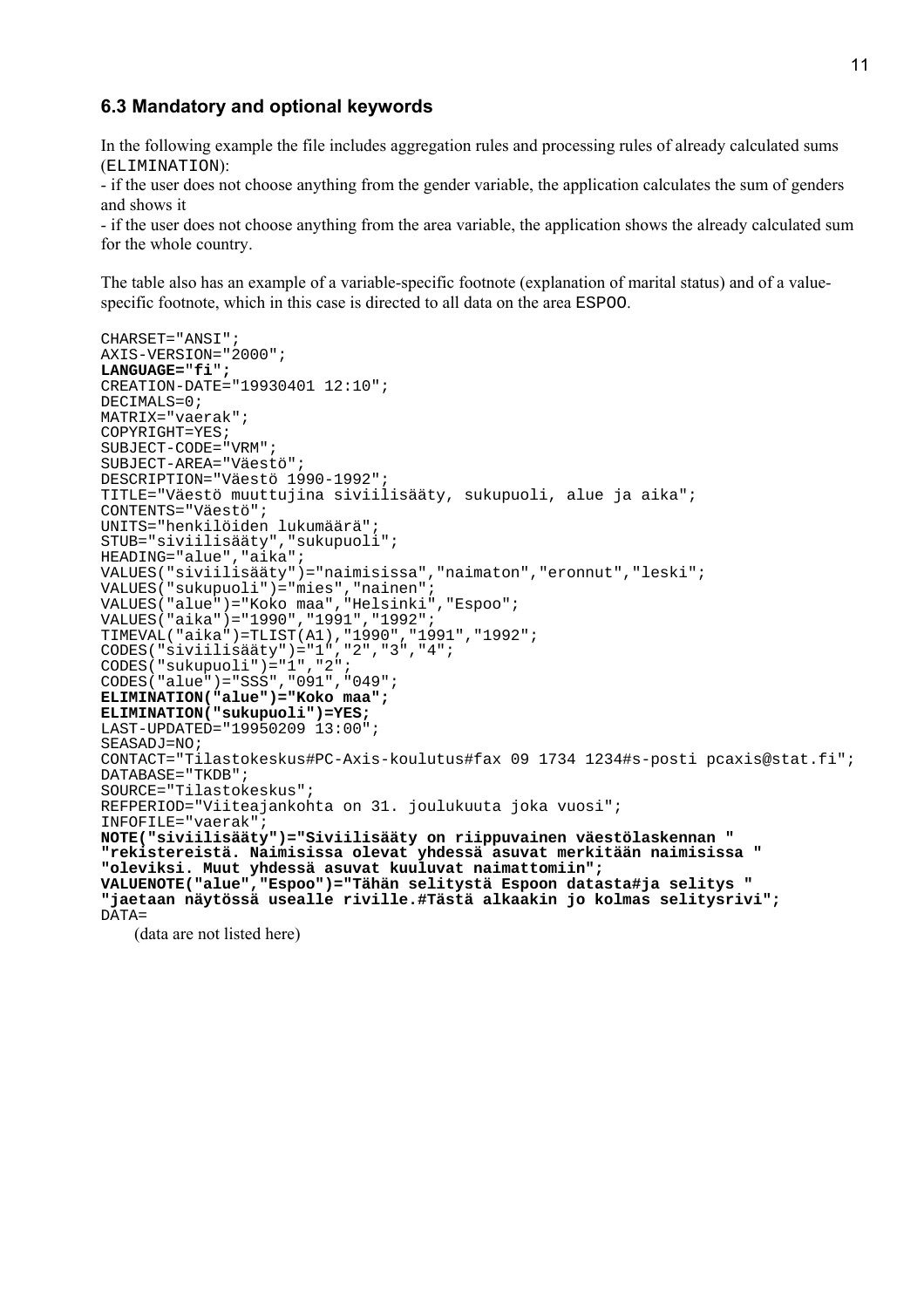### 6.3 Mandatory and optional keywords

In the following example the file includes aggregation rules and processing rules of already calculated sums (`ELIMINATION`):

- if the user does not choose anything from the gender variable, the application calculates the sum of genders and shows it
- if the user does not choose anything from the area variable, the application shows the already calculated sum for the whole country.

The table also has an example of a variable-specific footnote (explanation of marital status) and of a value-specific footnote, which in this case is directed to all data on the area `ESPOO`.

```
CHARSET="ANSI";
AXIS-VERSION="2000";
LANGUAGE="fi";
CREATION-DATE="19930401 12:10";
DECIMALS=0;
MATRIX="vaerak";
COPYRIGHT=YES;
SUBJECT-CODE="VRM";
SUBJECT-AREA="Väestö";
DESCRIPTION="Väestö 1990-1992";
TITLE="Väestö muuttujina siviilisääty, sukupuoli, alue ja aika";
CONTENTS="Väestö";
UNITS="henkilöiden lukumäärä";
STUB="siviilisääty","sukupuoli";
HEADING="alue","aika";
VALUES("siviilisääty")="naimisissa","naimaton","eronnut","leski";
VALUES("sukupuoli")="mies","nainen";
VALUES("alue")="Koko maa","Helsinki","Espoo";
VALUES("aika")="1990","1991","1992";
TIMEVAL("aika")=TLIST(A1),"1990","1991","1992";
CODES("siviilisääty")="1","2","3","4";
CODES("sukupuoli")="1","2";
CODES("alue")="SSS","091","049";
ELIMINATION("alue")="Koko maa";
ELIMINATION("sukupuoli")=YES;
LAST-UPDATED="19950209 13:00";
SEASADJ=NO;
CONTACT="Tilastokeskus#PC-Axis-koulutus#fax 09 1734 1234#s-posti pcaxis@stat.fi";
DATABASE="TKDB";
SOURCE="Tilastokeskus";
REFPERIOD="Viiteajankohta on 31. joulukuuta joka vuosi";
INFOFILE="vaerak";
NOTE("siviilisääty")="Siviilisääty on riippuvainen väestölaskennan "
"rekistereistä. Naimisissa olevat yhdessä asuvat merkitään naimisissa "
"oleviksi. Muut yhdessä asuvat kuuluvat naimattomiin";
VALUENOTE("alue","Espoo")="Tähän selitystä Espoon datasta#ja selitys "
"jaetaan näytössä usealle riville.#Tästä alkaakin jo kolmas selitysrivi";
DATA=
```

(data are not listed here)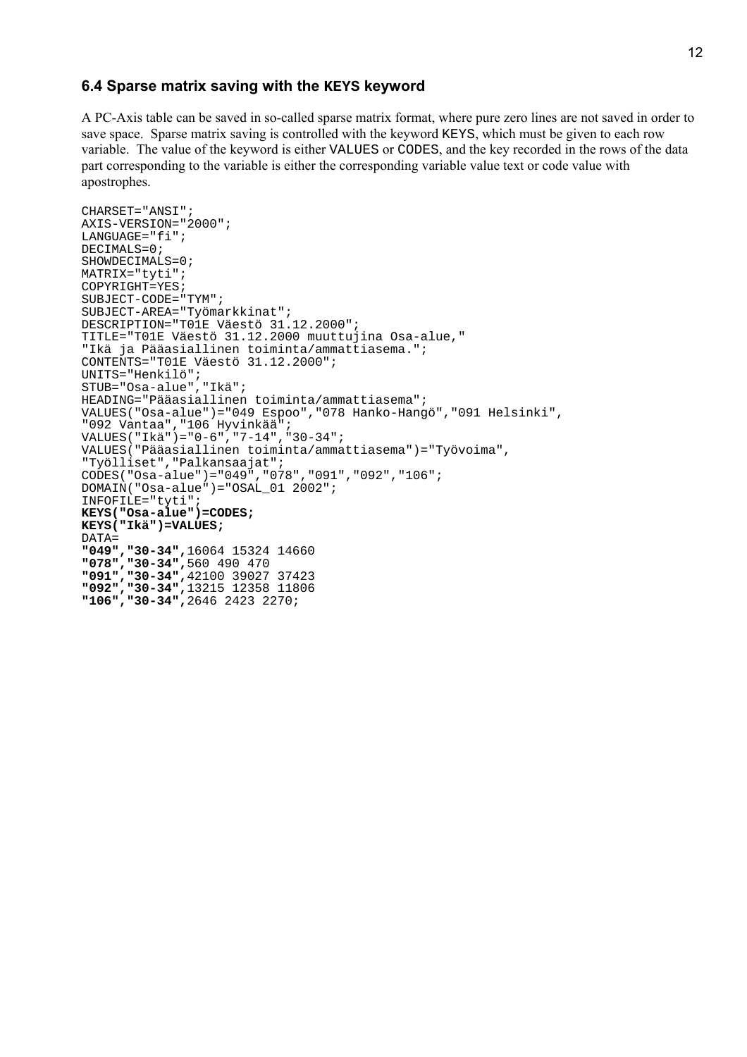## 6.4 Sparse matrix saving with the KEYS keyword

A PC-Axis table can be saved in so-called sparse matrix format, where pure zero lines are not saved in order to save space. Sparse matrix saving is controlled with the keyword KEYS, which must be given to each row variable. The value of the keyword is either VALUES or CODES, and the key recorded in the rows of the data part corresponding to the variable is either the corresponding variable value text or code value with apostrophes.

```
CHARSET="ANSI";
AXIS-VERSION="2000";
LANGUAGE="fi";
DECIMALS=0;
SHOWDECIMALS=0;
MATRIX="tyti";
COPYRIGHT=YES;
SUBJECT-CODE="TYM";
SUBJECT-AREA="Työmarkkinat";
DESCRIPTION="T01E Väestö 31.12.2000";
TITLE="T01E Väestö 31.12.2000 muuttujina Osa-alue,"
"Ikä ja Pääasiallinen toiminta/ammattiasema.";
CONTENTS="T01E Väestö 31.12.2000";
UNITS="Henkilö";
STUB="Osa-alue","Ikä";
HEADING="Pääasiallinen toiminta/ammattiasema";
VALUES("Osa-alue")="049 Espoo","078 Hanko-Hangö","091 Helsinki",
"092 Vantaa","106 Hyvinkää";
VALUES("Ikä")="0-6","7-14","30-34";
VALUES("Pääasiallinen toiminta/ammattiasema")="Työvoima",
"Työlliset","Palkansaajat";
CODES("Osa-alue")="049","078","091","092","106";
DOMAIN("Osa-alue")="OSAL_01 2002";
INFOFILE="tyti";
KEYS("Osa-alue")=CODES;
KEYS("Ikä")=VALUES;
DATA=
"049","30-34",16064 15324 14660
"078","30-34",560 490 470
"091","30-34",42100 39027 37423
"092","30-34",13215 12358 11806
"106","30-34",2646 2423 2270;
```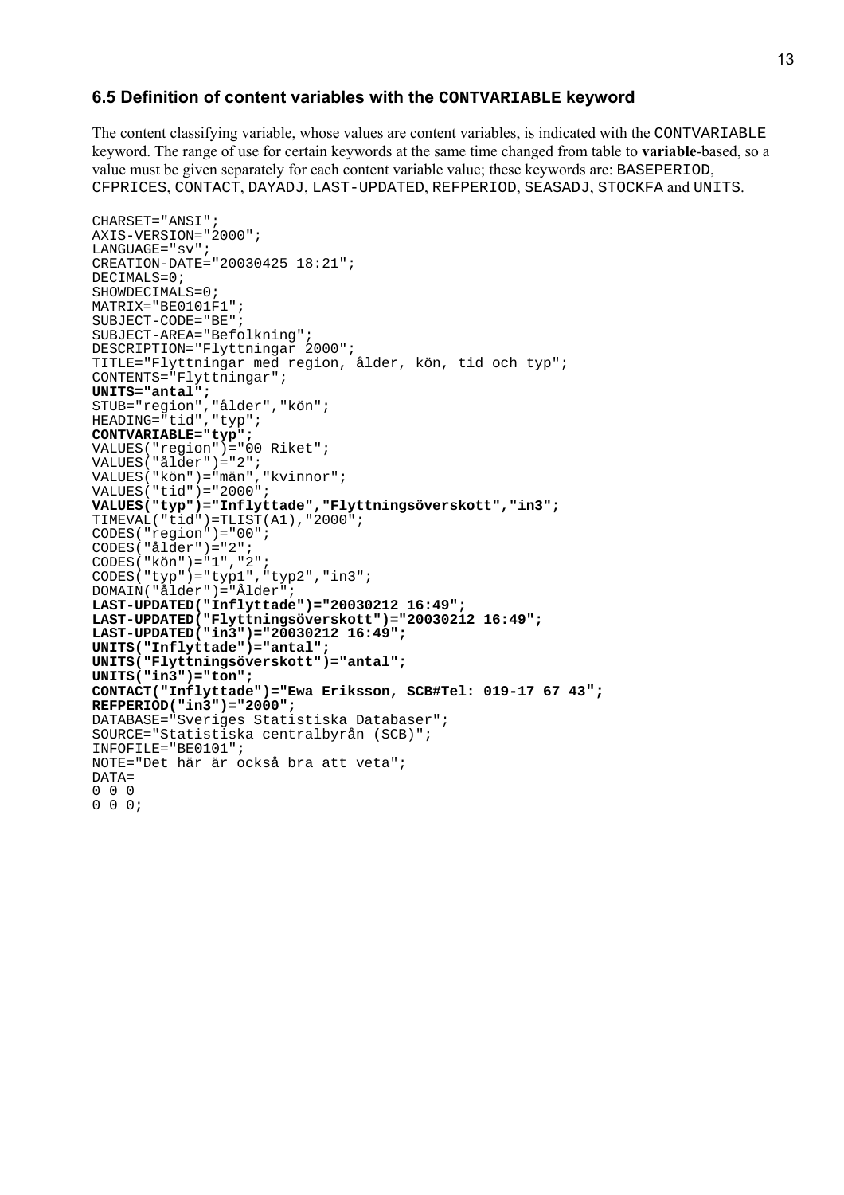### 6.5 Definition of content variables with the `CONTVARIABLE` keyword

The content classifying variable, whose values are content variables, is indicated with the `CONTVARIABLE` keyword. The range of use for certain keywords at the same time changed from table to **variable**-based, so a value must be given separately for each content variable value; these keywords are: `BASEPERIOD`, `CFPRICES`, `CONTACT`, `DAYADJ`, `LAST-UPDATED`, `REFPERIOD`, `SEASADJ`, `STOCKFA` and `UNITS`.

```
CHARSET="ANSI";
AXIS-VERSION="2000";
LANGUAGE="sv";
CREATION-DATE="20030425 18:21";
DECIMALS=0;
SHOWDECIMALS=0;
MATRIX="BE0101F1";
SUBJECT-CODE="BE";
SUBJECT-AREA="Befolkning";
DESCRIPTION="Flyttningar 2000";
TITLE="Flyttningar med region, ålder, kön, tid och typ";
CONTENTS="Flyttningar";
UNITS="antal";
STUB="region","ålder","kön";
HEADING="tid","typ";
CONTVARIABLE="typ";
VALUES("region")="00 Riket";
VALUES("ålder")="2";
VALUES("kön")="män","kvinnor";
VALUES("tid")="2000";
VALUES("typ")="Inflyttade","Flyttningsöverskott","in3";
TIMEVAL("tid")=TLIST(A1),"2000";
CODES("region")="00";
CODES("ålder")="2";
CODES("kön")="1","2";
CODES("typ")="typ1","typ2","in3";
DOMAIN("ålder")="Ålder";
LAST-UPDATED("Inflyttade")="20030212 16:49";
LAST-UPDATED("Flyttningsöverskott")="20030212 16:49";
LAST-UPDATED("in3")="20030212 16:49";
UNITS("Inflyttade")="antal";
UNITS("Flyttningsöverskott")="antal";
UNITS("in3")="ton";
CONTACT("Inflyttade")="Ewa Eriksson, SCB#Tel: 019-17 67 43";
REFPERIOD("in3")="2000";
DATABASE="Sveriges Statistiska Databaser";
SOURCE="Statistiska centralbyrån (SCB)";
INFOFILE="BE0101";
NOTE="Det här är också bra att veta";
DATA=
0 0 0
0 0 0;
```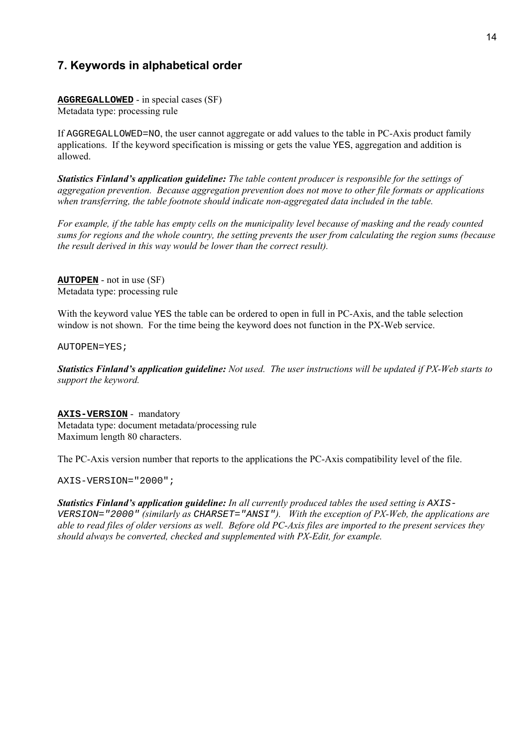## 7. Keywords in alphabetical order

**AGGREGALLOWED** - in special cases (SF)
Metadata type: processing rule

If `AGGREGALLOWED=NO`, the user cannot aggregate or add values to the table in PC-Axis product family applications. If the keyword specification is missing or gets the value `YES`, aggregation and addition is allowed.

***Statistics Finland's application guideline:*** *The table content producer is responsible for the settings of aggregation prevention. Because aggregation prevention does not move to other file formats or applications when transferring, the table footnote should indicate non-aggregated data included in the table.*

*For example, if the table has empty cells on the municipality level because of masking and the ready counted sums for regions and the whole country, the setting prevents the user from calculating the region sums (because the result derived in this way would be lower than the correct result).*

**AUTOPEN** - not in use (SF)
Metadata type: processing rule

With the keyword value `YES` the table can be ordered to open in full in PC-Axis, and the table selection window is not shown. For the time being the keyword does not function in the PX-Web service.

```
AUTOPEN=YES;
```

***Statistics Finland's application guideline:*** *Not used. The user instructions will be updated if PX-Web starts to support the keyword.*

**AXIS-VERSION** - mandatory
Metadata type: document metadata/processing rule
Maximum length 80 characters.

The PC-Axis version number that reports to the applications the PC-Axis compatibility level of the file.

```
AXIS-VERSION="2000";
```

***Statistics Finland's application guideline:*** *In all currently produced tables the used setting is `AXIS-VERSION="2000"` (similarly as `CHARSET="ANSI"`). With the exception of PX-Web, the applications are able to read files of older versions as well. Before old PC-Axis files are imported to the present services they should always be converted, checked and supplemented with PX-Edit, for example.*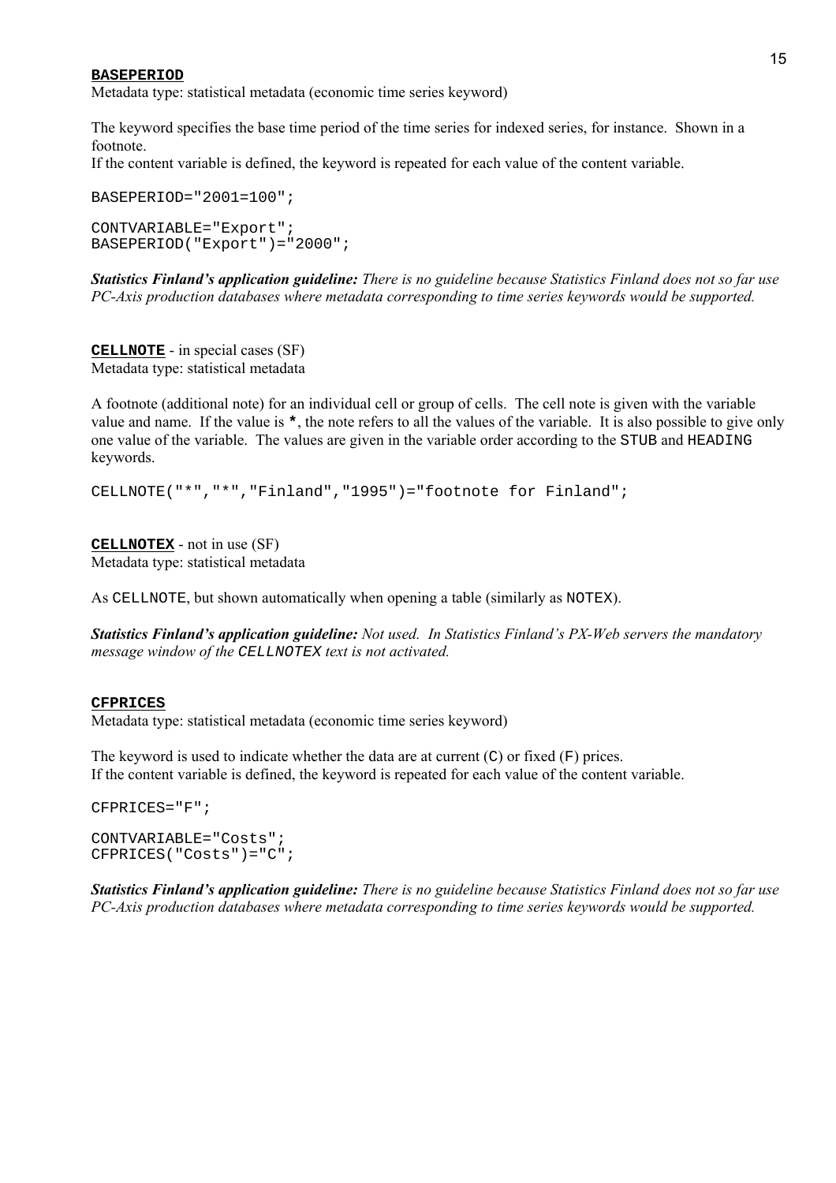**BASEPERIOD**
Metadata type: statistical metadata (economic time series keyword)

The keyword specifies the base time period of the time series for indexed series, for instance. Shown in a footnote.
If the content variable is defined, the keyword is repeated for each value of the content variable.

```
BASEPERIOD="2001=100";
```

```
CONTVARIABLE="Export";
BASEPERIOD("Export")="2000";
```

***Statistics Finland's application guideline:*** *There is no guideline because Statistics Finland does not so far use PC-Axis production databases where metadata corresponding to time series keywords would be supported.*

**CELLNOTE** - in special cases (SF)
Metadata type: statistical metadata

A footnote (additional note) for an individual cell or group of cells. The cell note is given with the variable value and name. If the value is `*`, the note refers to all the values of the variable. It is also possible to give only one value of the variable. The values are given in the variable order according to the `STUB` and `HEADING` keywords.

```
CELLNOTE("*","*","Finland","1995")="footnote for Finland";
```

**CELLNOTEX** - not in use (SF)
Metadata type: statistical metadata

As `CELLNOTE`, but shown automatically when opening a table (similarly as `NOTEX`).

***Statistics Finland's application guideline:*** *Not used. In Statistics Finland's PX-Web servers the mandatory message window of the `CELLNOTEX` text is not activated.*

**CFPRICES**
Metadata type: statistical metadata (economic time series keyword)

The keyword is used to indicate whether the data are at current (`C`) or fixed (`F`) prices.
If the content variable is defined, the keyword is repeated for each value of the content variable.

```
CFPRICES="F";
```

```
CONTVARIABLE="Costs";
CFPRICES("Costs")="C";
```

***Statistics Finland's application guideline:*** *There is no guideline because Statistics Finland does not so far use PC-Axis production databases where metadata corresponding to time series keywords would be supported.*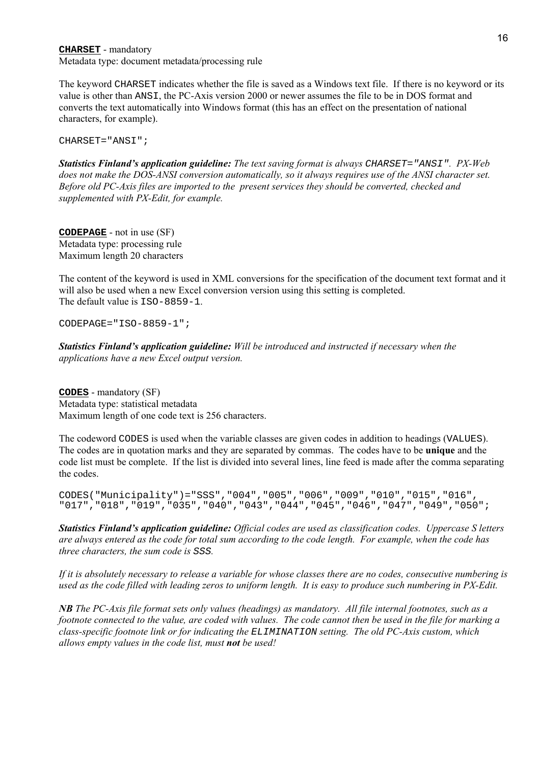**`CHARSET`** - mandatory
Metadata type: document metadata/processing rule

The keyword `CHARSET` indicates whether the file is saved as a Windows text file. If there is no keyword or its value is other than `ANSI`, the PC-Axis version 2000 or newer assumes the file to be in DOS format and converts the text automatically into Windows format (this has an effect on the presentation of national characters, for example).

```
CHARSET="ANSI";
```

***Statistics Finland's application guideline:*** *The text saving format is always `CHARSET="ANSI"`. PX-Web does not make the DOS-ANSI conversion automatically, so it always requires use of the ANSI character set. Before old PC-Axis files are imported to the present services they should be converted, checked and supplemented with PX-Edit, for example.*

**`CODEPAGE`** - not in use (SF)
Metadata type: processing rule
Maximum length 20 characters

The content of the keyword is used in XML conversions for the specification of the document text format and it will also be used when a new Excel conversion version using this setting is completed.
The default value is `ISO-8859-1`.

```
CODEPAGE="ISO-8859-1";
```

***Statistics Finland's application guideline:*** *Will be introduced and instructed if necessary when the applications have a new Excel output version.*

**`CODES`** - mandatory (SF)
Metadata type: statistical metadata
Maximum length of one code text is 256 characters.

The codeword `CODES` is used when the variable classes are given codes in addition to headings (`VALUES`). The codes are in quotation marks and they are separated by commas. The codes have to be **unique** and the code list must be complete. If the list is divided into several lines, line feed is made after the comma separating the codes.

```
CODES("Municipality")="SSS","004","005","006","009","010","015","016",
"017","018","019","035","040","043","044","045","046","047","049","050";
```

***Statistics Finland's application guideline:*** *Official codes are used as classification codes. Uppercase S letters are always entered as the code for total sum according to the code length. For example, when the code has three characters, the sum code is `SSS`.*

*If it is absolutely necessary to release a variable for whose classes there are no codes, consecutive numbering is used as the code filled with leading zeros to uniform length. It is easy to produce such numbering in PX-Edit.*

***NB*** *The PC-Axis file format sets only values (headings) as mandatory. All file internal footnotes, such as a footnote connected to the value, are coded with values. The code cannot then be used in the file for marking a class-specific footnote link or for indicating the `ELIMINATION` setting. The old PC-Axis custom, which allows empty values in the code list, must **not** be used!*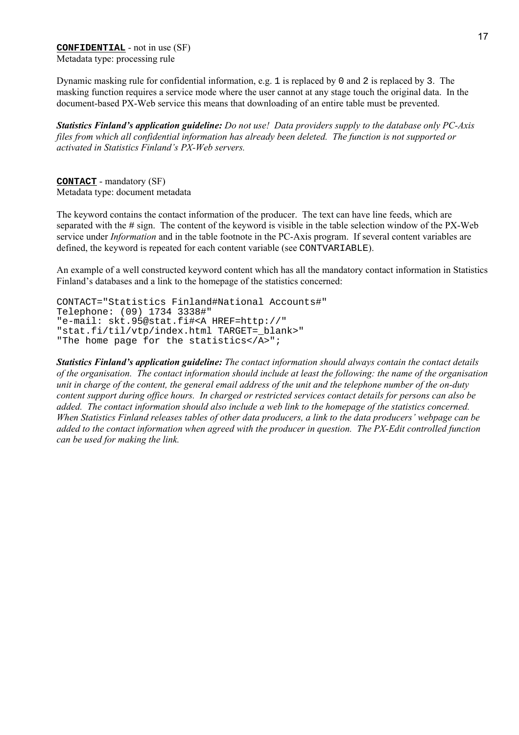**`CONFIDENTIAL`** - not in use (SF)
Metadata type: processing rule

Dynamic masking rule for confidential information, e.g. `1` is replaced by `0` and `2` is replaced by `3`. The masking function requires a service mode where the user cannot at any stage touch the original data. In the document-based PX-Web service this means that downloading of an entire table must be prevented.

***Statistics Finland's application guideline:*** *Do not use! Data providers supply to the database only PC-Axis files from which all confidential information has already been deleted. The function is not supported or activated in Statistics Finland's PX-Web servers.*

**`CONTACT`** - mandatory (SF)
Metadata type: document metadata

The keyword contains the contact information of the producer. The text can have line feeds, which are separated with the # sign. The content of the keyword is visible in the table selection window of the PX-Web service under *Information* and in the table footnote in the PC-Axis program. If several content variables are defined, the keyword is repeated for each content variable (see `CONTVARIABLE`).

An example of a well constructed keyword content which has all the mandatory contact information in Statistics Finland's databases and a link to the homepage of the statistics concerned:

```
CONTACT="Statistics Finland#National Accounts#"
Telephone: (09) 1734 3338#"
"e-mail: skt.95@stat.fi#<A HREF=http://"
"stat.fi/til/vtp/index.html TARGET=_blank>"
"The home page for the statistics</A>";
```

***Statistics Finland's application guideline:*** *The contact information should always contain the contact details of the organisation. The contact information should include at least the following: the name of the organisation unit in charge of the content, the general email address of the unit and the telephone number of the on-duty content support during office hours. In charged or restricted services contact details for persons can also be added. The contact information should also include a web link to the homepage of the statistics concerned. When Statistics Finland releases tables of other data producers, a link to the data producers' webpage can be added to the contact information when agreed with the producer in question. The PX-Edit controlled function can be used for making the link.*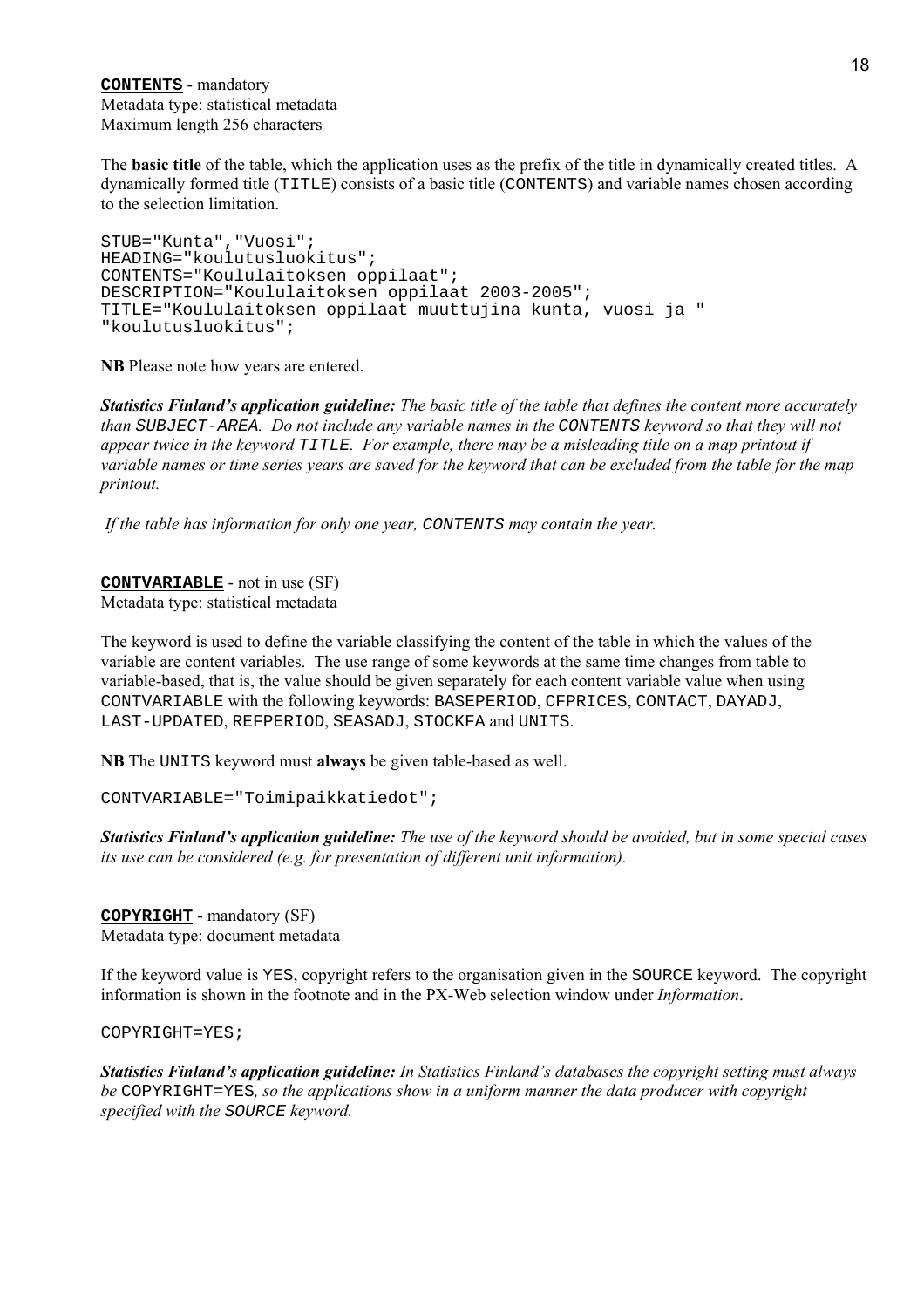**CONTENTS** - mandatory
Metadata type: statistical metadata
Maximum length 256 characters

The **basic title** of the table, which the application uses as the prefix of the title in dynamically created titles. A dynamically formed title (`TITLE`) consists of a basic title (`CONTENTS`) and variable names chosen according to the selection limitation.

```
STUB="Kunta","Vuosi";
HEADING="koulutusluokitus";
CONTENTS="Koululaitoksen oppilaat";
DESCRIPTION="Koululaitoksen oppilaat 2003-2005";
TITLE="Koululaitoksen oppilaat muuttujina kunta, vuosi ja "
"koulutusluokitus";
```

**NB** Please note how years are entered.

***Statistics Finland's application guideline:*** *The basic title of the table that defines the content more accurately than `SUBJECT-AREA`. Do not include any variable names in the `CONTENTS` keyword so that they will not appear twice in the keyword `TITLE`. For example, there may be a misleading title on a map printout if variable names or time series years are saved for the keyword that can be excluded from the table for the map printout.*

*If the table has information for only one year, `CONTENTS` may contain the year.*

**CONTVARIABLE** - not in use (SF)
Metadata type: statistical metadata

The keyword is used to define the variable classifying the content of the table in which the values of the variable are content variables. The use range of some keywords at the same time changes from table to variable-based, that is, the value should be given separately for each content variable value when using `CONTVARIABLE` with the following keywords: `BASEPERIOD`, `CFPRICES`, `CONTACT`, `DAYADJ`, `LAST-UPDATED`, `REFPERIOD`, `SEASADJ`, `STOCKFA` and `UNITS`.

**NB** The `UNITS` keyword must **always** be given table-based as well.

```
CONTVARIABLE="Toimipaikkatiedot";
```

***Statistics Finland's application guideline:*** *The use of the keyword should be avoided, but in some special cases its use can be considered (e.g. for presentation of different unit information).*

**COPYRIGHT** - mandatory (SF)
Metadata type: document metadata

If the keyword value is `YES`, copyright refers to the organisation given in the `SOURCE` keyword. The copyright information is shown in the footnote and in the PX-Web selection window under *Information*.

```
COPYRIGHT=YES;
```

***Statistics Finland's application guideline:*** *In Statistics Finland's databases the copyright setting must always be* `COPYRIGHT=YES`*, so the applications show in a uniform manner the data producer with copyright specified with the `SOURCE` keyword.*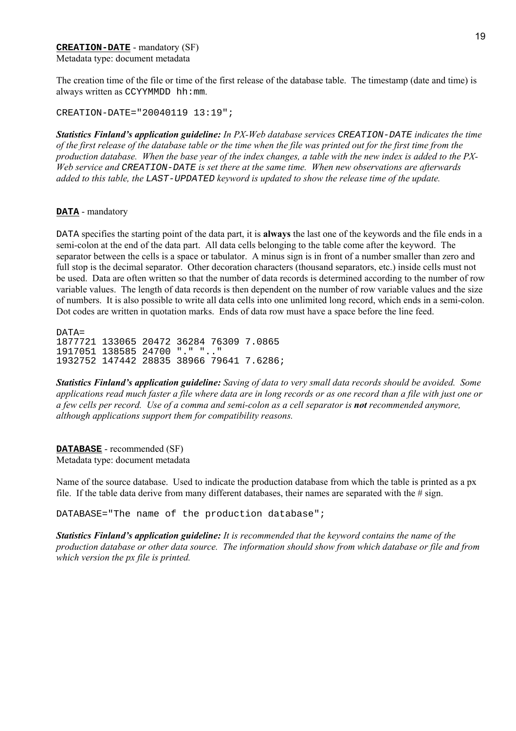**CREATION-DATE** - mandatory (SF)
Metadata type: document metadata

The creation time of the file or time of the first release of the database table. The timestamp (date and time) is always written as `CCYYMMDD hh:mm`.

```
CREATION-DATE="20040119 13:19";
```

***Statistics Finland's application guideline:*** *In PX-Web database services* `CREATION-DATE` *indicates the time of the first release of the database table or the time when the file was printed out for the first time from the production database. When the base year of the index changes, a table with the new index is added to the PX-Web service and* `CREATION-DATE` *is set there at the same time. When new observations are afterwards added to this table, the* `LAST-UPDATED` *keyword is updated to show the release time of the update.*

**DATA** - mandatory

DATA specifies the starting point of the data part, it is **always** the last one of the keywords and the file ends in a semi-colon at the end of the data part. All data cells belonging to the table come after the keyword. The separator between the cells is a space or tabulator. A minus sign is in front of a number smaller than zero and full stop is the decimal separator. Other decoration characters (thousand separators, etc.) inside cells must not be used. Data are often written so that the number of data records is determined according to the number of row variable values. The length of data records is then dependent on the number of row variable values and the size of numbers. It is also possible to write all data cells into one unlimited long record, which ends in a semi-colon. Dot codes are written in quotation marks. Ends of data row must have a space before the line feed.

```
DATA=
1877721 133065 20472 36284 76309 7.0865
1917051 138585 24700 "." ".."
1932752 147442 28835 38966 79641 7.6286;
```

***Statistics Finland's application guideline:*** *Saving of data to very small data records should be avoided. Some applications read much faster a file where data are in long records or as one record than a file with just one or a few cells per record. Use of a comma and semi-colon as a cell separator is **not** recommended anymore, although applications support them for compatibility reasons.*

**DATABASE** - recommended (SF)
Metadata type: document metadata

Name of the source database. Used to indicate the production database from which the table is printed as a px file. If the table data derive from many different databases, their names are separated with the # sign.

```
DATABASE="The name of the production database";
```

***Statistics Finland's application guideline:*** *It is recommended that the keyword contains the name of the production database or other data source. The information should show from which database or file and from which version the px file is printed.*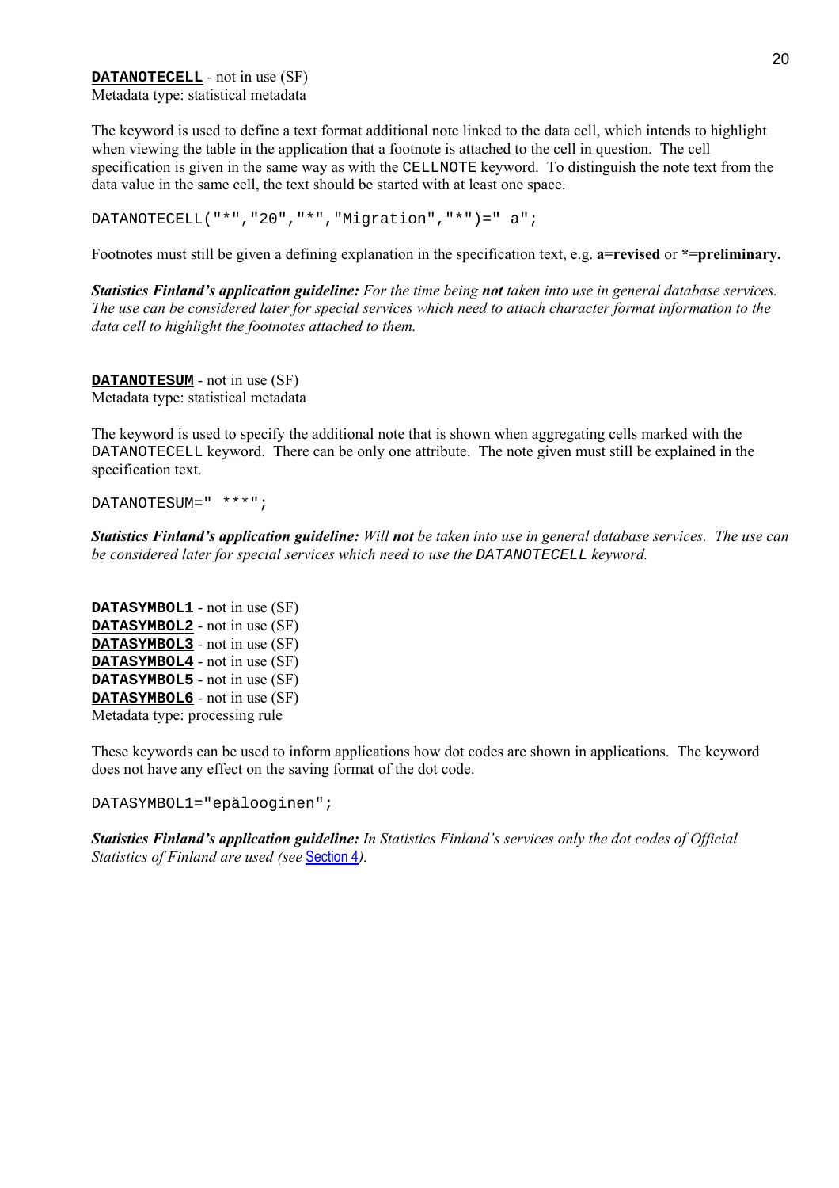**`DATANOTECELL`** - not in use (SF)
Metadata type: statistical metadata

The keyword is used to define a text format additional note linked to the data cell, which intends to highlight when viewing the table in the application that a footnote is attached to the cell in question. The cell specification is given in the same way as with the `CELLNOTE` keyword. To distinguish the note text from the data value in the same cell, the text should be started with at least one space.

```
DATANOTECELL("*","20","*","Migration","*")=" a";
```

Footnotes must still be given a defining explanation in the specification text, e.g. **a=revised** or ***=preliminary.**

***Statistics Finland's application guideline:*** *For the time being **not** taken into use in general database services. The use can be considered later for special services which need to attach character format information to the data cell to highlight the footnotes attached to them.*

**`DATANOTESUM`** - not in use (SF)
Metadata type: statistical metadata

The keyword is used to specify the additional note that is shown when aggregating cells marked with the `DATANOTECELL` keyword. There can be only one attribute. The note given must still be explained in the specification text.

```
DATANOTESUM=" ***";
```

***Statistics Finland's application guideline:*** *Will **not** be taken into use in general database services. The use can be considered later for special services which need to use the `DATANOTECELL` keyword.*

**`DATASYMBOL1`** - not in use (SF)
**`DATASYMBOL2`** - not in use (SF)
**`DATASYMBOL3`** - not in use (SF)
**`DATASYMBOL4`** - not in use (SF)
**`DATASYMBOL5`** - not in use (SF)
**`DATASYMBOL6`** - not in use (SF)
Metadata type: processing rule

These keywords can be used to inform applications how dot codes are shown in applications. The keyword does not have any effect on the saving format of the dot code.

```
DATASYMBOL1="epälooginen";
```

***Statistics Finland's application guideline:*** *In Statistics Finland's services only the dot codes of Official Statistics of Finland are used (see Section 4).*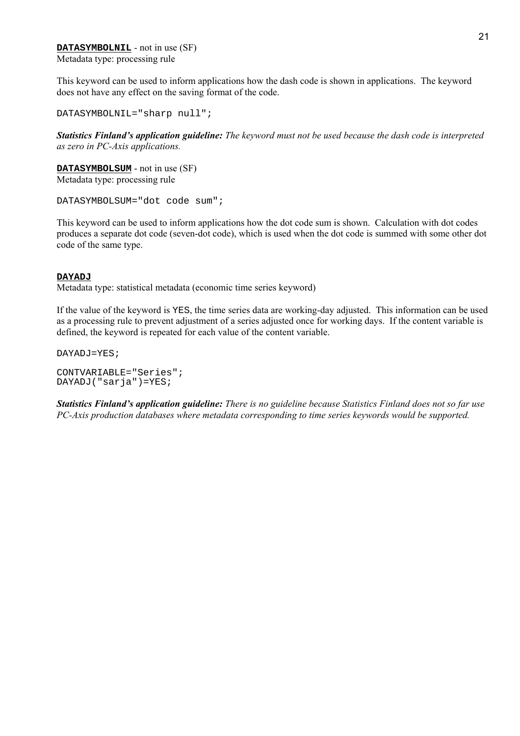**`DATASYMBOLNIL`** - not in use (SF)
Metadata type: processing rule

This keyword can be used to inform applications how the dash code is shown in applications. The keyword does not have any effect on the saving format of the code.

```
DATASYMBOLNIL="sharp null";
```

***Statistics Finland's application guideline:*** *The keyword must not be used because the dash code is interpreted as zero in PC-Axis applications.*

**`DATASYMBOLSUM`** - not in use (SF)
Metadata type: processing rule

```
DATASYMBOLSUM="dot code sum";
```

This keyword can be used to inform applications how the dot code sum is shown. Calculation with dot codes produces a separate dot code (seven-dot code), which is used when the dot code is summed with some other dot code of the same type.

**`DAYADJ`**
Metadata type: statistical metadata (economic time series keyword)

If the value of the keyword is `YES`, the time series data are working-day adjusted. This information can be used as a processing rule to prevent adjustment of a series adjusted once for working days. If the content variable is defined, the keyword is repeated for each value of the content variable.

```
DAYADJ=YES;
```

```
CONTVARIABLE="Series";
DAYADJ("sarja")=YES;
```

***Statistics Finland's application guideline:*** *There is no guideline because Statistics Finland does not so far use PC-Axis production databases where metadata corresponding to time series keywords would be supported.*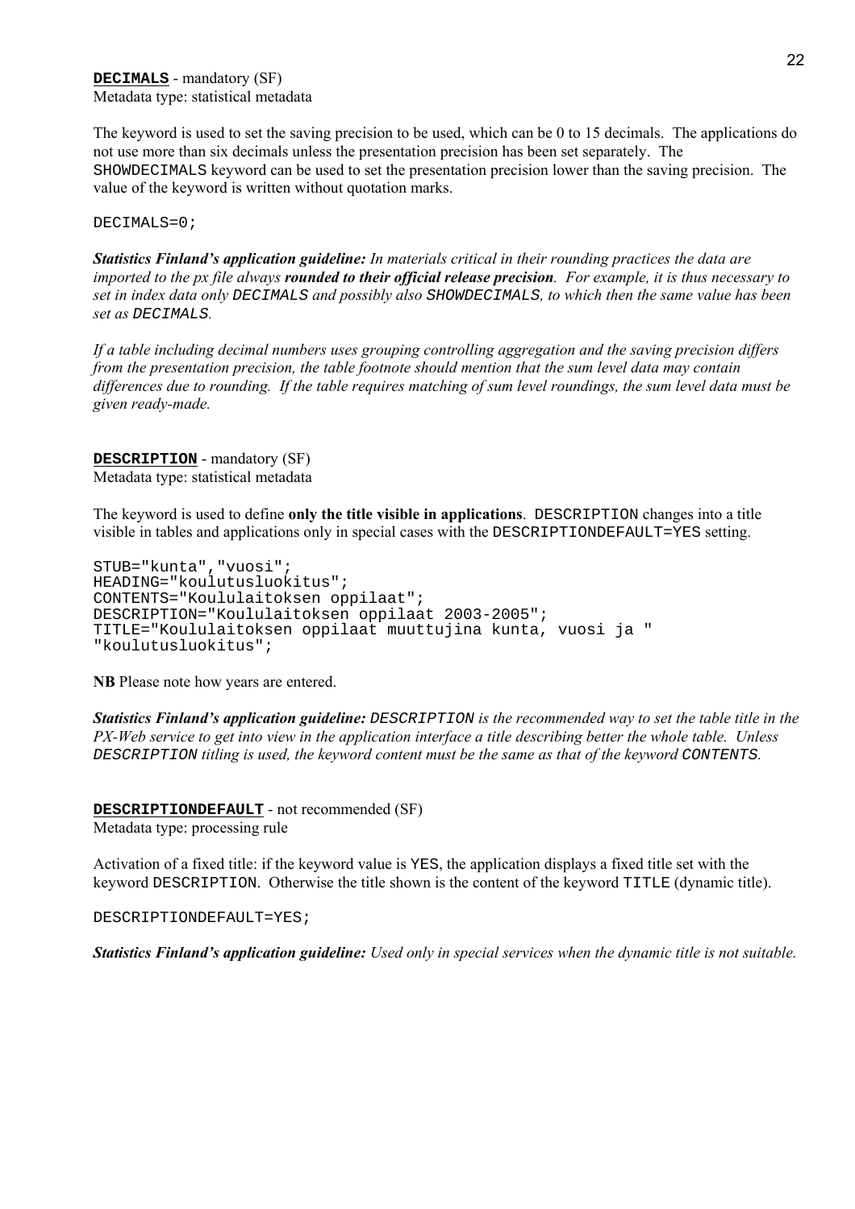**DECIMALS** - mandatory (SF)
Metadata type: statistical metadata

The keyword is used to set the saving precision to be used, which can be 0 to 15 decimals. The applications do not use more than six decimals unless the presentation precision has been set separately. The SHOWDECIMALS keyword can be used to set the presentation precision lower than the saving precision. The value of the keyword is written without quotation marks.

```
DECIMALS=0;
```

***Statistics Finland's application guideline:*** *In materials critical in their rounding practices the data are imported to the px file always* ***rounded to their official release precision****. For example, it is thus necessary to set in index data only `DECIMALS` and possibly also `SHOWDECIMALS`, to which then the same value has been set as `DECIMALS`.*

*If a table including decimal numbers uses grouping controlling aggregation and the saving precision differs from the presentation precision, the table footnote should mention that the sum level data may contain differences due to rounding. If the table requires matching of sum level roundings, the sum level data must be given ready-made.*

**DESCRIPTION** - mandatory (SF)
Metadata type: statistical metadata

The keyword is used to define **only the title visible in applications**. DESCRIPTION changes into a title visible in tables and applications only in special cases with the DESCRIPTIONDEFAULT=YES setting.

```
STUB="kunta","vuosi";
HEADING="koulutusluokitus";
CONTENTS="Koululaitoksen oppilaat";
DESCRIPTION="Koululaitoksen oppilaat 2003-2005";
TITLE="Koululaitoksen oppilaat muuttujina kunta, vuosi ja "
"koulutusluokitus";
```

**NB** Please note how years are entered.

***Statistics Finland's application guideline:*** *`DESCRIPTION` is the recommended way to set the table title in the PX-Web service to get into view in the application interface a title describing better the whole table. Unless `DESCRIPTION` titling is used, the keyword content must be the same as that of the keyword `CONTENTS`.*

**DESCRIPTIONDEFAULT** - not recommended (SF)
Metadata type: processing rule

Activation of a fixed title: if the keyword value is YES, the application displays a fixed title set with the keyword DESCRIPTION. Otherwise the title shown is the content of the keyword TITLE (dynamic title).

```
DESCRIPTIONDEFAULT=YES;
```

***Statistics Finland's application guideline:*** *Used only in special services when the dynamic title is not suitable.*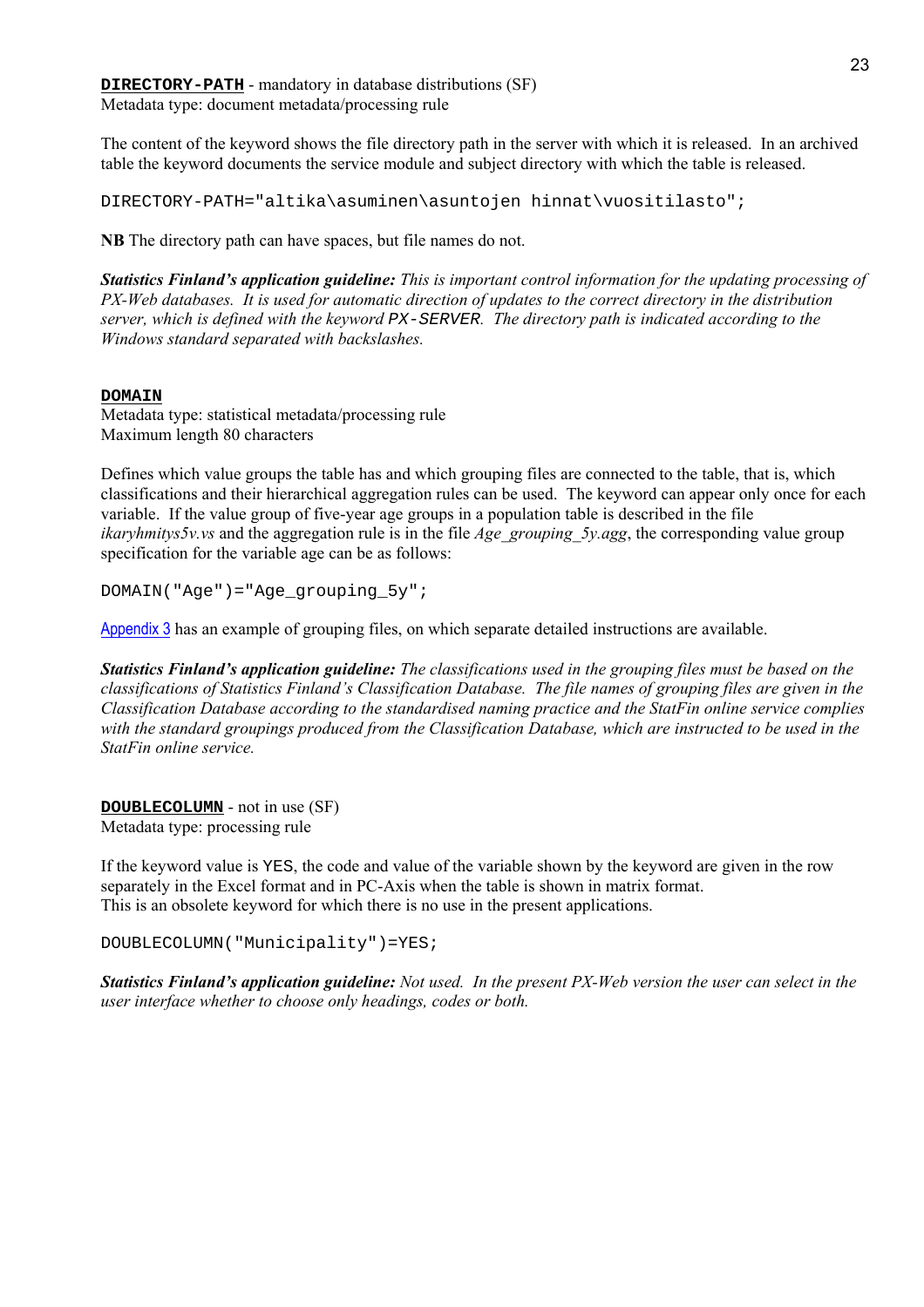**`DIRECTORY-PATH`** - mandatory in database distributions (SF)
Metadata type: document metadata/processing rule

The content of the keyword shows the file directory path in the server with which it is released. In an archived table the keyword documents the service module and subject directory with which the table is released.

```
DIRECTORY-PATH="altika\asuminen\asuntojen hinnat\vuositilasto";
```

**NB** The directory path can have spaces, but file names do not.

***Statistics Finland's application guideline:*** *This is important control information for the updating processing of PX-Web databases. It is used for automatic direction of updates to the correct directory in the distribution server, which is defined with the keyword `PX-SERVER`. The directory path is indicated according to the Windows standard separated with backslashes.*

**`DOMAIN`**
Metadata type: statistical metadata/processing rule
Maximum length 80 characters

Defines which value groups the table has and which grouping files are connected to the table, that is, which classifications and their hierarchical aggregation rules can be used. The keyword can appear only once for each variable. If the value group of five-year age groups in a population table is described in the file *ikaryhmitys5v.vs* and the aggregation rule is in the file *Age_grouping_5y.agg*, the corresponding value group specification for the variable age can be as follows:

```
DOMAIN("Age")="Age_grouping_5y";
```

Appendix 3 has an example of grouping files, on which separate detailed instructions are available.

***Statistics Finland's application guideline:*** *The classifications used in the grouping files must be based on the classifications of Statistics Finland's Classification Database. The file names of grouping files are given in the Classification Database according to the standardised naming practice and the StatFin online service complies with the standard groupings produced from the Classification Database, which are instructed to be used in the StatFin online service.*

**`DOUBLECOLUMN`** - not in use (SF)
Metadata type: processing rule

If the keyword value is `YES`, the code and value of the variable shown by the keyword are given in the row separately in the Excel format and in PC-Axis when the table is shown in matrix format.
This is an obsolete keyword for which there is no use in the present applications.

```
DOUBLECOLUMN("Municipality")=YES;
```

***Statistics Finland's application guideline:*** *Not used. In the present PX-Web version the user can select in the user interface whether to choose only headings, codes or both.*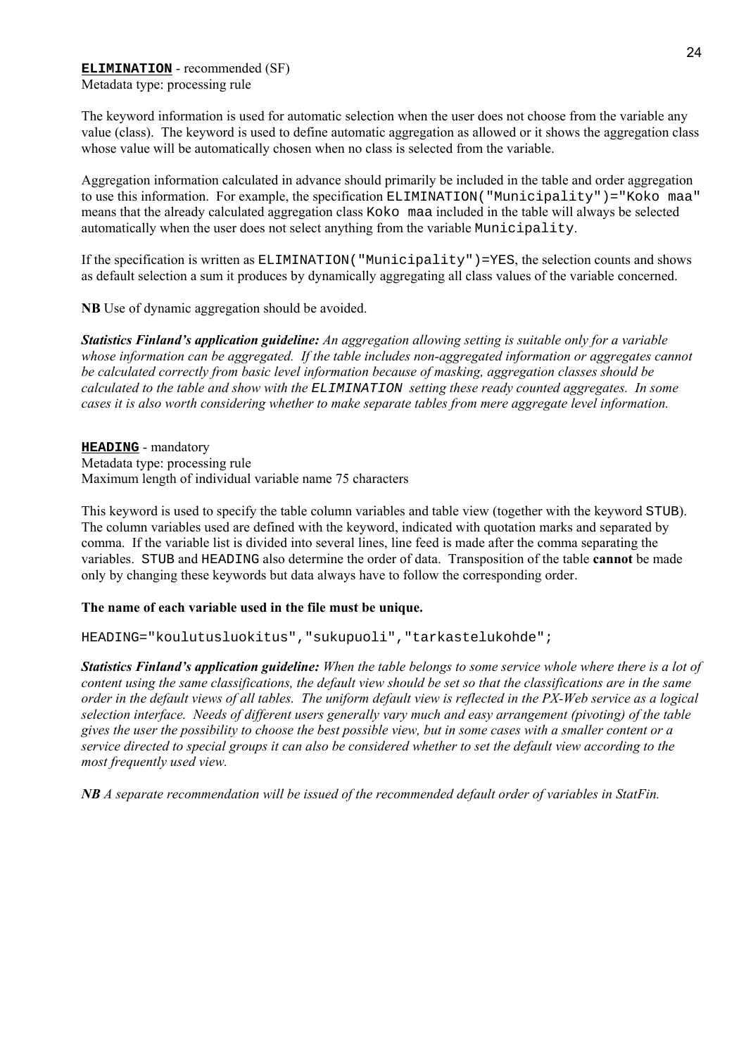**`ELIMINATION`** - recommended (SF)
Metadata type: processing rule

The keyword information is used for automatic selection when the user does not choose from the variable any value (class). The keyword is used to define automatic aggregation as allowed or it shows the aggregation class whose value will be automatically chosen when no class is selected from the variable.

Aggregation information calculated in advance should primarily be included in the table and order aggregation to use this information. For example, the specification `ELIMINATION("Municipality")="Koko maa"` means that the already calculated aggregation class `Koko maa` included in the table will always be selected automatically when the user does not select anything from the variable `Municipality`.

If the specification is written as `ELIMINATION("Municipality")=YES`, the selection counts and shows as default selection a sum it produces by dynamically aggregating all class values of the variable concerned.

**NB** Use of dynamic aggregation should be avoided.

***Statistics Finland's application guideline:*** *An aggregation allowing setting is suitable only for a variable whose information can be aggregated. If the table includes non-aggregated information or aggregates cannot be calculated correctly from basic level information because of masking, aggregation classes should be calculated to the table and show with the `ELIMINATION` setting these ready counted aggregates. In some cases it is also worth considering whether to make separate tables from mere aggregate level information.*

**`HEADING`** - mandatory
Metadata type: processing rule
Maximum length of individual variable name 75 characters

This keyword is used to specify the table column variables and table view (together with the keyword `STUB`). The column variables used are defined with the keyword, indicated with quotation marks and separated by comma. If the variable list is divided into several lines, line feed is made after the comma separating the variables. `STUB` and `HEADING` also determine the order of data. Transposition of the table **cannot** be made only by changing these keywords but data always have to follow the corresponding order.

**The name of each variable used in the file must be unique.**

```
HEADING="koulutusluokitus","sukupuoli","tarkastelukohde";
```

***Statistics Finland's application guideline:*** *When the table belongs to some service whole where there is a lot of content using the same classifications, the default view should be set so that the classifications are in the same order in the default views of all tables. The uniform default view is reflected in the PX-Web service as a logical selection interface. Needs of different users generally vary much and easy arrangement (pivoting) of the table gives the user the possibility to choose the best possible view, but in some cases with a smaller content or a service directed to special groups it can also be considered whether to set the default view according to the most frequently used view.*

***NB*** *A separate recommendation will be issued of the recommended default order of variables in StatFin.*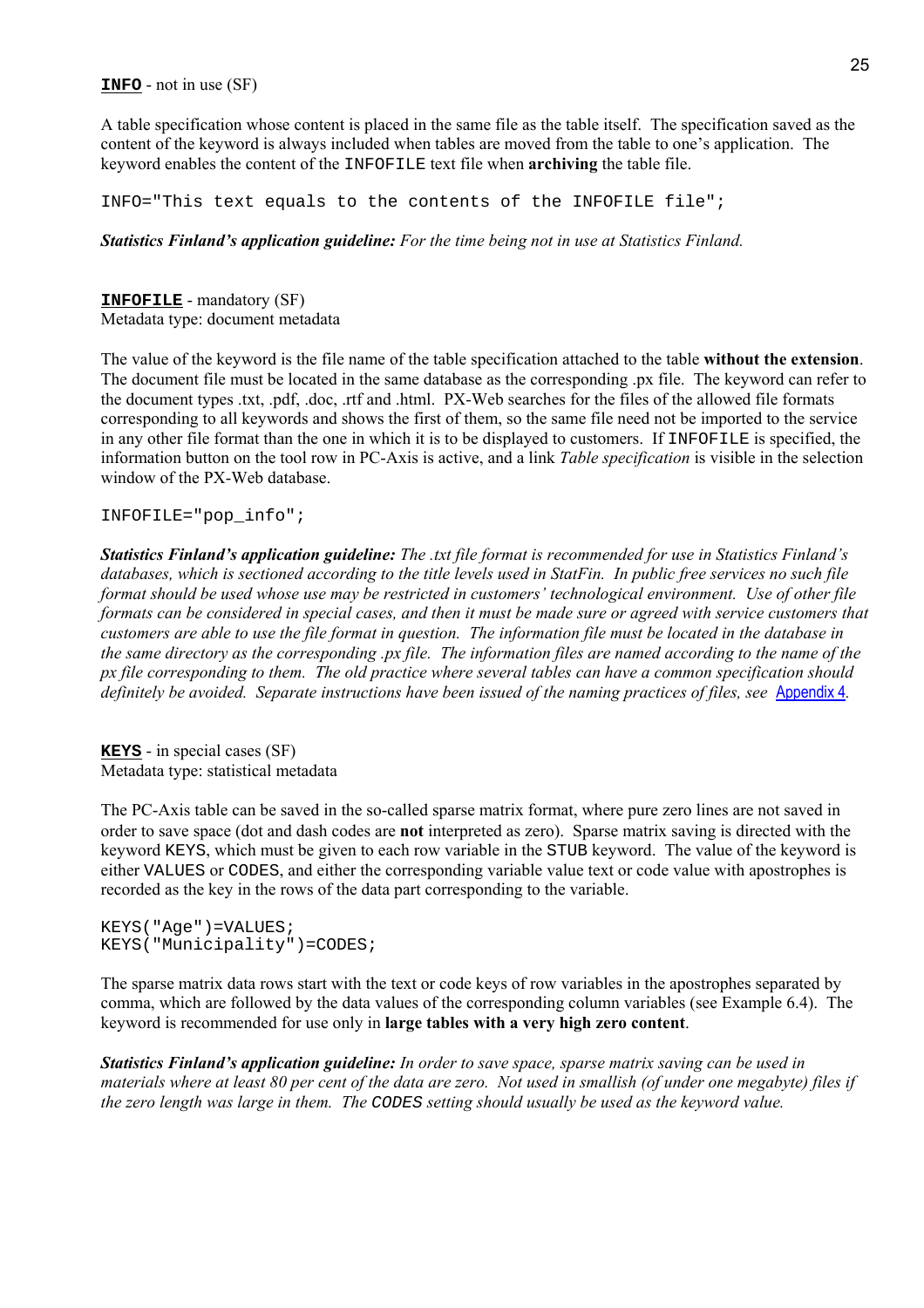**INFO** - not in use (SF)

A table specification whose content is placed in the same file as the table itself. The specification saved as the content of the keyword is always included when tables are moved from the table to one's application. The keyword enables the content of the `INFOFILE` text file when **archiving** the table file.

```
INFO="This text equals to the contents of the INFOFILE file";
```

***Statistics Finland's application guideline:*** *For the time being not in use at Statistics Finland.*

**INFOFILE** - mandatory (SF)
Metadata type: document metadata

The value of the keyword is the file name of the table specification attached to the table **without the extension**. The document file must be located in the same database as the corresponding .px file. The keyword can refer to the document types .txt, .pdf, .doc, .rtf and .html. PX-Web searches for the files of the allowed file formats corresponding to all keywords and shows the first of them, so the same file need not be imported to the service in any other file format than the one in which it is to be displayed to customers. If `INFOFILE` is specified, the information button on the tool row in PC-Axis is active, and a link *Table specification* is visible in the selection window of the PX-Web database.

```
INFOFILE="pop_info";
```

***Statistics Finland's application guideline:*** *The .txt file format is recommended for use in Statistics Finland's databases, which is sectioned according to the title levels used in StatFin. In public free services no such file format should be used whose use may be restricted in customers' technological environment. Use of other file formats can be considered in special cases, and then it must be made sure or agreed with service customers that customers are able to use the file format in question. The information file must be located in the database in the same directory as the corresponding .px file. The information files are named according to the name of the px file corresponding to them. The old practice where several tables can have a common specification should definitely be avoided. Separate instructions have been issued of the naming practices of files, see* Appendix 4.

**KEYS** - in special cases (SF)
Metadata type: statistical metadata

The PC-Axis table can be saved in the so-called sparse matrix format, where pure zero lines are not saved in order to save space (dot and dash codes are **not** interpreted as zero). Sparse matrix saving is directed with the keyword `KEYS`, which must be given to each row variable in the `STUB` keyword. The value of the keyword is either `VALUES` or `CODES`, and either the corresponding variable value text or code value with apostrophes is recorded as the key in the rows of the data part corresponding to the variable.

```
KEYS("Age")=VALUES;
KEYS("Municipality")=CODES;
```

The sparse matrix data rows start with the text or code keys of row variables in the apostrophes separated by comma, which are followed by the data values of the corresponding column variables (see Example 6.4). The keyword is recommended for use only in **large tables with a very high zero content**.

***Statistics Finland's application guideline:*** *In order to save space, sparse matrix saving can be used in materials where at least 80 per cent of the data are zero. Not used in smallish (of under one megabyte) files if the zero length was large in them. The* `CODES` *setting should usually be used as the keyword value.*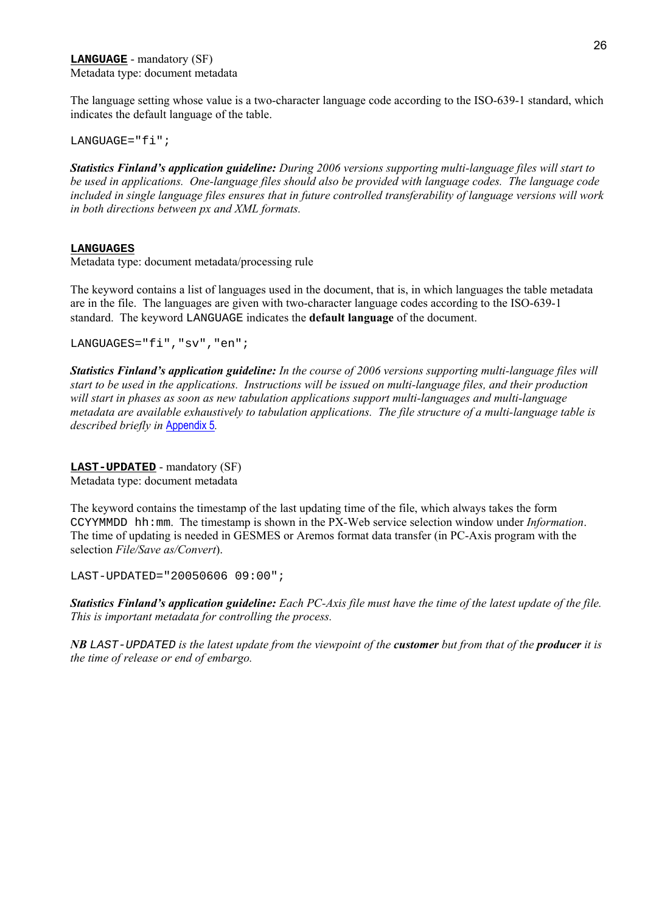**LANGUAGE** - mandatory (SF)
Metadata type: document metadata

The language setting whose value is a two-character language code according to the ISO-639-1 standard, which indicates the default language of the table.

```
LANGUAGE="fi";
```

***Statistics Finland's application guideline:*** *During 2006 versions supporting multi-language files will start to be used in applications. One-language files should also be provided with language codes. The language code included in single language files ensures that in future controlled transferability of language versions will work in both directions between px and XML formats.*

**LANGUAGES**
Metadata type: document metadata/processing rule

The keyword contains a list of languages used in the document, that is, in which languages the table metadata are in the file. The languages are given with two-character language codes according to the ISO-639-1 standard. The keyword `LANGUAGE` indicates the **default language** of the document.

```
LANGUAGES="fi","sv","en";
```

***Statistics Finland's application guideline:*** *In the course of 2006 versions supporting multi-language files will start to be used in the applications. Instructions will be issued on multi-language files, and their production will start in phases as soon as new tabulation applications support multi-languages and multi-language metadata are available exhaustively to tabulation applications. The file structure of a multi-language table is described briefly in* Appendix 5*.*

**LAST-UPDATED** - mandatory (SF)
Metadata type: document metadata

The keyword contains the timestamp of the last updating time of the file, which always takes the form `CCYYMMDD hh:mm`. The timestamp is shown in the PX-Web service selection window under *Information*. The time of updating is needed in GESMES or Aremos format data transfer (in PC-Axis program with the selection *File/Save as/Convert*).

```
LAST-UPDATED="20050606 09:00";
```

***Statistics Finland's application guideline:*** *Each PC-Axis file must have the time of the latest update of the file. This is important metadata for controlling the process.*

***NB*** *`LAST-UPDATED` is the latest update from the viewpoint of the **customer** but from that of the **producer** it is the time of release or end of embargo.*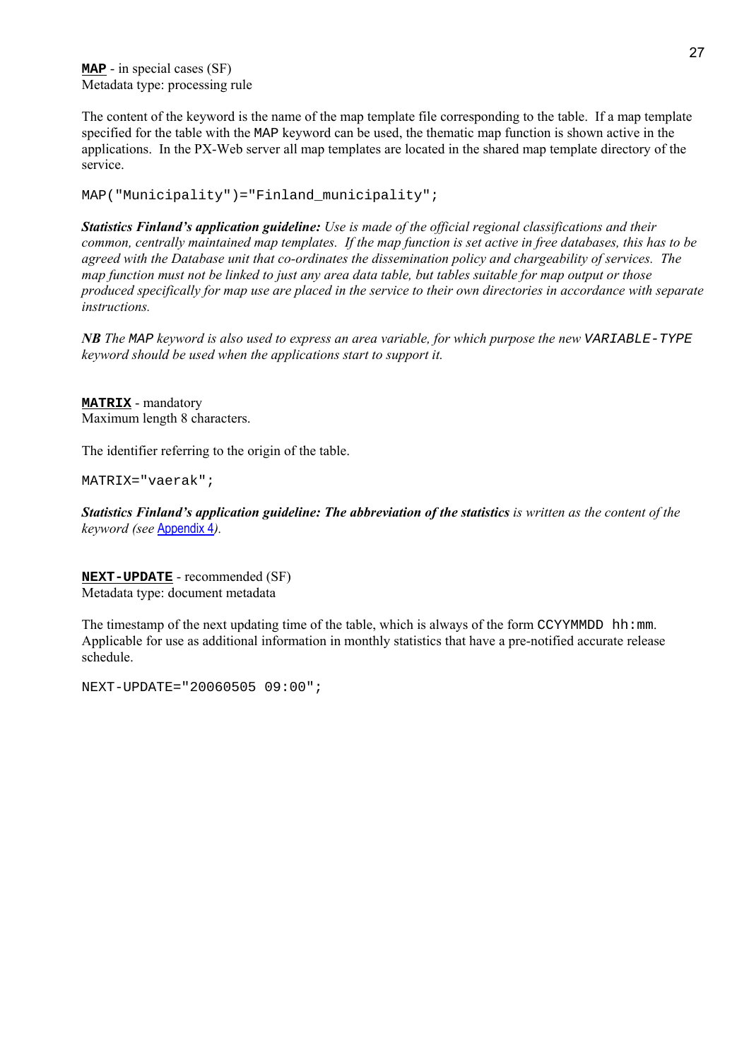**`MAP`** - in special cases (SF)
Metadata type: processing rule

The content of the keyword is the name of the map template file corresponding to the table. If a map template specified for the table with the `MAP` keyword can be used, the thematic map function is shown active in the applications. In the PX-Web server all map templates are located in the shared map template directory of the service.

```
MAP("Municipality")="Finland_municipality";
```

***Statistics Finland's application guideline:*** *Use is made of the official regional classifications and their common, centrally maintained map templates. If the map function is set active in free databases, this has to be agreed with the Database unit that co-ordinates the dissemination policy and chargeability of services. The map function must not be linked to just any area data table, but tables suitable for map output or those produced specifically for map use are placed in the service to their own directories in accordance with separate instructions.*

***NB*** *The `MAP` keyword is also used to express an area variable, for which purpose the new `VARIABLE-TYPE` keyword should be used when the applications start to support it.*

**`MATRIX`** - mandatory
Maximum length 8 characters.

The identifier referring to the origin of the table.

```
MATRIX="vaerak";
```

***Statistics Finland's application guideline: The abbreviation of the statistics*** *is written as the content of the keyword (see Appendix 4).*

**`NEXT-UPDATE`** - recommended (SF)
Metadata type: document metadata

The timestamp of the next updating time of the table, which is always of the form `CCYYMMDD hh:mm`. Applicable for use as additional information in monthly statistics that have a pre-notified accurate release schedule.

```
NEXT-UPDATE="20060505 09:00";
```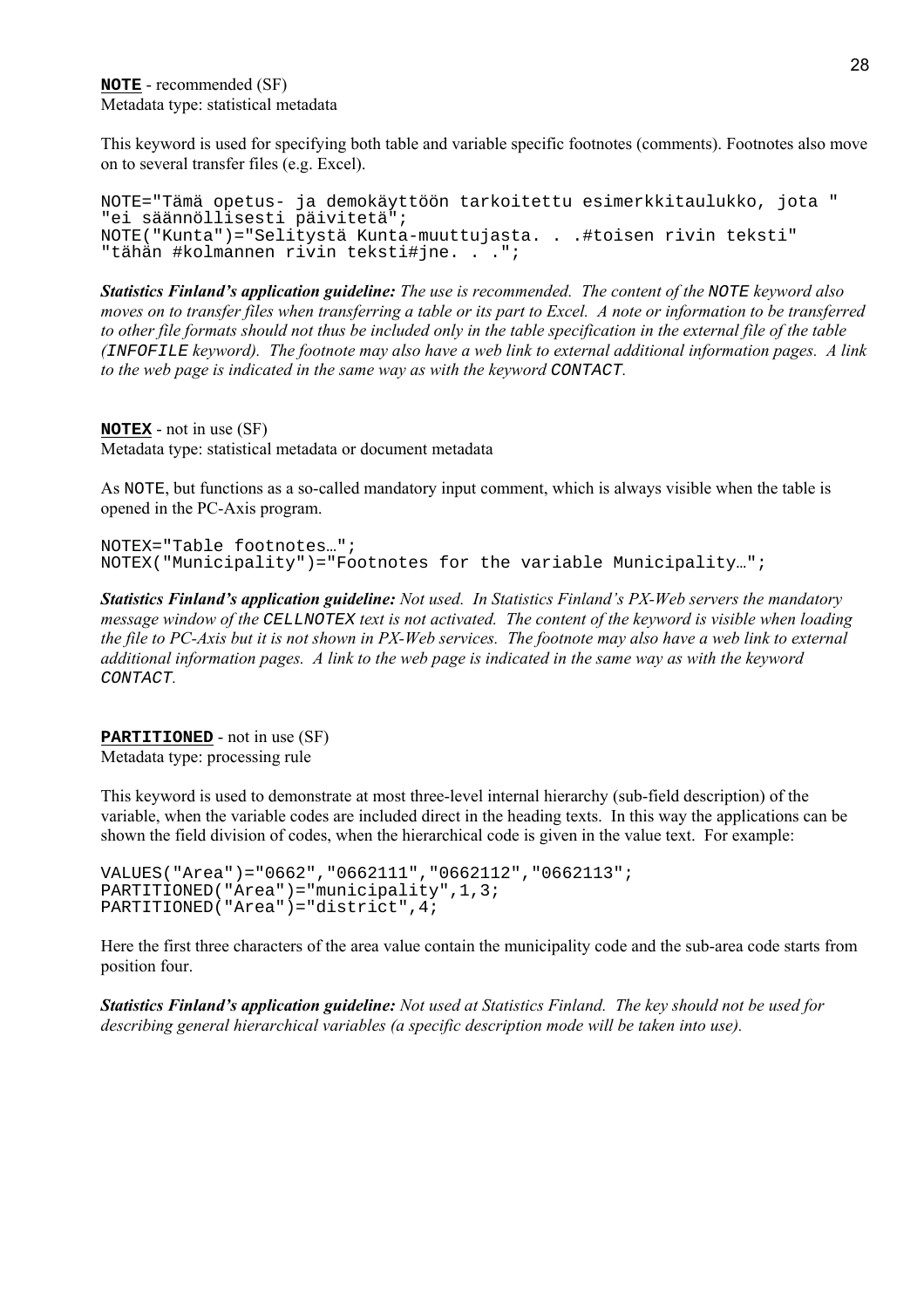**NOTE** - recommended (SF)
Metadata type: statistical metadata

This keyword is used for specifying both table and variable specific footnotes (comments). Footnotes also move on to several transfer files (e.g. Excel).

```
NOTE="Tämä opetus- ja demokäyttöön tarkoitettu esimerkkitaulukko, jota "
"ei säännöllisesti päivitetä";
NOTE("Kunta")="Selitystä Kunta-muuttujasta. . .#toisen rivin teksti"
"tähän #kolmannen rivin teksti#jne. . .";
```

***Statistics Finland's application guideline:*** *The use is recommended. The content of the `NOTE` keyword also moves on to transfer files when transferring a table or its part to Excel. A note or information to be transferred to other file formats should not thus be included only in the table specification in the external file of the table (`INFOFILE` keyword). The footnote may also have a web link to external additional information pages. A link to the web page is indicated in the same way as with the keyword `CONTACT`.*

**NOTEX** - not in use (SF)
Metadata type: statistical metadata or document metadata

As `NOTE`, but functions as a so-called mandatory input comment, which is always visible when the table is opened in the PC-Axis program.

```
NOTEX="Table footnotes…";
NOTEX("Municipality")="Footnotes for the variable Municipality…";
```

***Statistics Finland's application guideline:*** *Not used. In Statistics Finland's PX-Web servers the mandatory message window of the `CELLNOTEX` text is not activated. The content of the keyword is visible when loading the file to PC-Axis but it is not shown in PX-Web services. The footnote may also have a web link to external additional information pages. A link to the web page is indicated in the same way as with the keyword `CONTACT`.*

**PARTITIONED** - not in use (SF)
Metadata type: processing rule

This keyword is used to demonstrate at most three-level internal hierarchy (sub-field description) of the variable, when the variable codes are included direct in the heading texts. In this way the applications can be shown the field division of codes, when the hierarchical code is given in the value text. For example:

```
VALUES("Area")="0662","0662111","0662112","0662113";
PARTITIONED("Area")="municipality",1,3;
PARTITIONED("Area")="district",4;
```

Here the first three characters of the area value contain the municipality code and the sub-area code starts from position four.

***Statistics Finland's application guideline:*** *Not used at Statistics Finland. The key should not be used for describing general hierarchical variables (a specific description mode will be taken into use).*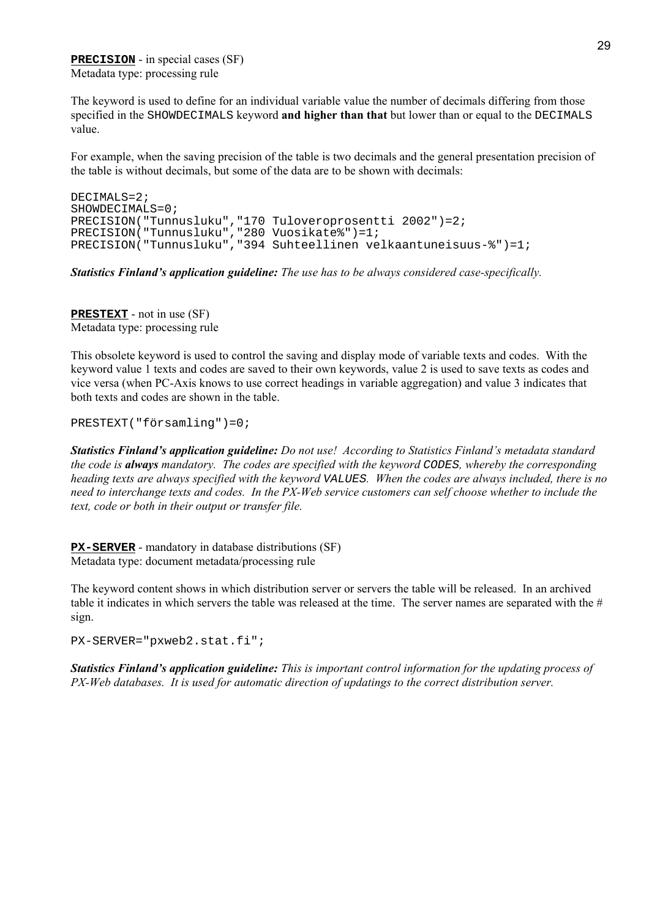**PRECISION** - in special cases (SF)
Metadata type: processing rule

The keyword is used to define for an individual variable value the number of decimals differing from those specified in the SHOWDECIMALS keyword **and higher than that** but lower than or equal to the DECIMALS value.

For example, when the saving precision of the table is two decimals and the general presentation precision of the table is without decimals, but some of the data are to be shown with decimals:

```
DECIMALS=2;
SHOWDECIMALS=0;
PRECISION("Tunnusluku","170 Tuloveroprosentti 2002")=2;
PRECISION("Tunnusluku","280 Vuosikate%")=1;
PRECISION("Tunnusluku","394 Suhteellinen velkaantuneisuus-%")=1;
```

***Statistics Finland's application guideline:*** *The use has to be always considered case-specifically.*

**PRESTEXT** - not in use (SF)
Metadata type: processing rule

This obsolete keyword is used to control the saving and display mode of variable texts and codes. With the keyword value 1 texts and codes are saved to their own keywords, value 2 is used to save texts as codes and vice versa (when PC-Axis knows to use correct headings in variable aggregation) and value 3 indicates that both texts and codes are shown in the table.

```
PRESTEXT("församling")=0;
```

***Statistics Finland's application guideline:*** *Do not use! According to Statistics Finland's metadata standard the code is **always** mandatory. The codes are specified with the keyword CODES, whereby the corresponding heading texts are always specified with the keyword VALUES. When the codes are always included, there is no need to interchange texts and codes. In the PX-Web service customers can self choose whether to include the text, code or both in their output or transfer file.*

**PX-SERVER** - mandatory in database distributions (SF)
Metadata type: document metadata/processing rule

The keyword content shows in which distribution server or servers the table will be released. In an archived table it indicates in which servers the table was released at the time. The server names are separated with the # sign.

```
PX-SERVER="pxweb2.stat.fi";
```

***Statistics Finland's application guideline:*** *This is important control information for the updating process of PX-Web databases. It is used for automatic direction of updatings to the correct distribution server.*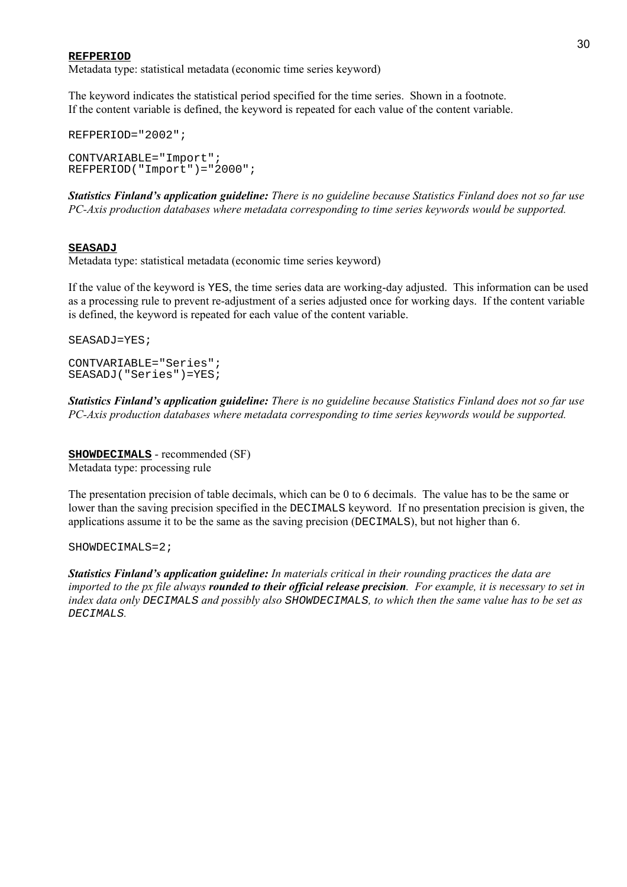**REFPERIOD**

Metadata type: statistical metadata (economic time series keyword)

The keyword indicates the statistical period specified for the time series. Shown in a footnote.
If the content variable is defined, the keyword is repeated for each value of the content variable.

```
REFPERIOD="2002";
```

```
CONTVARIABLE="Import";
REFPERIOD("Import")="2000";
```

***Statistics Finland's application guideline:*** *There is no guideline because Statistics Finland does not so far use PC-Axis production databases where metadata corresponding to time series keywords would be supported.*

**SEASADJ**

Metadata type: statistical metadata (economic time series keyword)

If the value of the keyword is `YES`, the time series data are working-day adjusted. This information can be used as a processing rule to prevent re-adjustment of a series adjusted once for working days. If the content variable is defined, the keyword is repeated for each value of the content variable.

```
SEASADJ=YES;
```

```
CONTVARIABLE="Series";
SEASADJ("Series")=YES;
```

***Statistics Finland's application guideline:*** *There is no guideline because Statistics Finland does not so far use PC-Axis production databases where metadata corresponding to time series keywords would be supported.*

**SHOWDECIMALS** - recommended (SF)

Metadata type: processing rule

The presentation precision of table decimals, which can be 0 to 6 decimals. The value has to be the same or lower than the saving precision specified in the `DECIMALS` keyword. If no presentation precision is given, the applications assume it to be the same as the saving precision (`DECIMALS`), but not higher than 6.

```
SHOWDECIMALS=2;
```

***Statistics Finland's application guideline:*** *In materials critical in their rounding practices the data are imported to the px file always* ***rounded to their official release precision****. For example, it is necessary to set in index data only `DECIMALS` and possibly also `SHOWDECIMALS`, to which then the same value has to be set as `DECIMALS`.*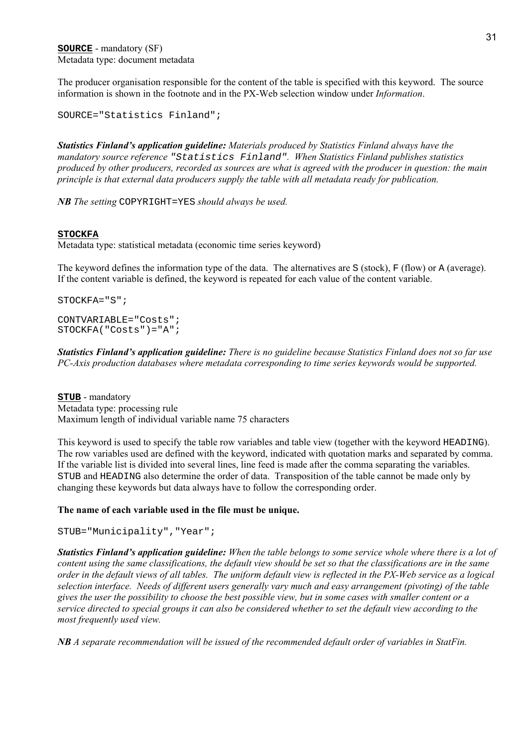**SOURCE** - mandatory (SF)
Metadata type: document metadata

The producer organisation responsible for the content of the table is specified with this keyword. The source information is shown in the footnote and in the PX-Web selection window under *Information*.

```
SOURCE="Statistics Finland";
```

***Statistics Finland's application guideline:*** *Materials produced by Statistics Finland always have the mandatory source reference* `"Statistics Finland"`*. When Statistics Finland publishes statistics produced by other producers, recorded as sources are what is agreed with the producer in question: the main principle is that external data producers supply the table with all metadata ready for publication.*

***NB*** *The setting* `COPYRIGHT=YES` *should always be used.*

**STOCKFA**
Metadata type: statistical metadata (economic time series keyword)

The keyword defines the information type of the data. The alternatives are `S` (stock), `F` (flow) or `A` (average). If the content variable is defined, the keyword is repeated for each value of the content variable.

```
STOCKFA="S";

CONTVARIABLE="Costs";
STOCKFA("Costs")="A";
```

***Statistics Finland's application guideline:*** *There is no guideline because Statistics Finland does not so far use PC-Axis production databases where metadata corresponding to time series keywords would be supported.*

**STUB** - mandatory
Metadata type: processing rule
Maximum length of individual variable name 75 characters

This keyword is used to specify the table row variables and table view (together with the keyword `HEADING`). The row variables used are defined with the keyword, indicated with quotation marks and separated by comma. If the variable list is divided into several lines, line feed is made after the comma separating the variables. `STUB` and `HEADING` also determine the order of data. Transposition of the table cannot be made only by changing these keywords but data always have to follow the corresponding order.

**The name of each variable used in the file must be unique.**

```
STUB="Municipality","Year";
```

***Statistics Finland's application guideline:*** *When the table belongs to some service whole where there is a lot of content using the same classifications, the default view should be set so that the classifications are in the same order in the default views of all tables. The uniform default view is reflected in the PX-Web service as a logical selection interface. Needs of different users generally vary much and easy arrangement (pivoting) of the table gives the user the possibility to choose the best possible view, but in some cases with smaller content or a service directed to special groups it can also be considered whether to set the default view according to the most frequently used view.*

***NB*** *A separate recommendation will be issued of the recommended default order of variables in StatFin.*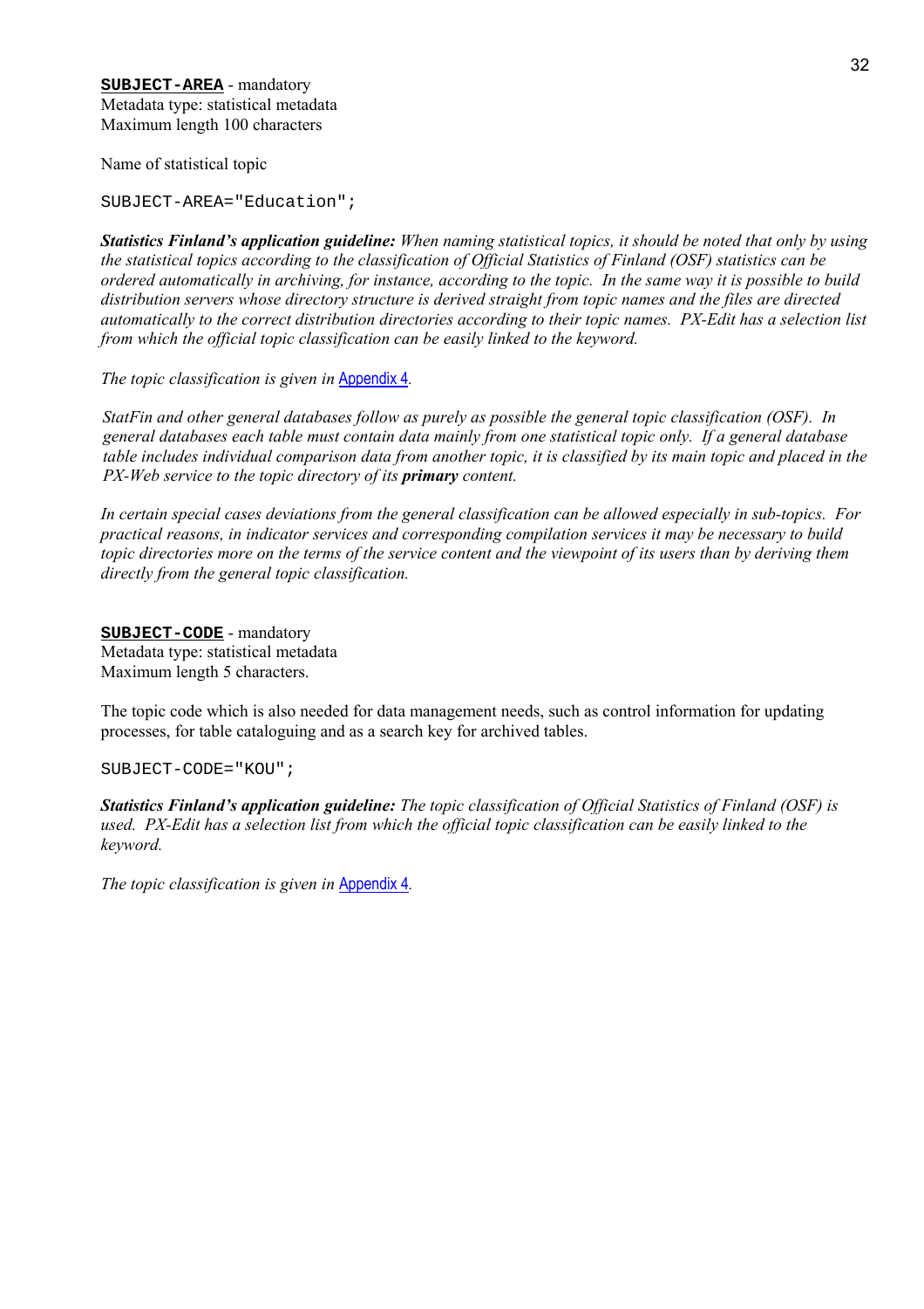**SUBJECT-AREA** - mandatory
Metadata type: statistical metadata
Maximum length 100 characters

Name of statistical topic

```
SUBJECT-AREA="Education";
```

***Statistics Finland's application guideline:*** *When naming statistical topics, it should be noted that only by using the statistical topics according to the classification of Official Statistics of Finland (OSF) statistics can be ordered automatically in archiving, for instance, according to the topic. In the same way it is possible to build distribution servers whose directory structure is derived straight from topic names and the files are directed automatically to the correct distribution directories according to their topic names. PX-Edit has a selection list from which the official topic classification can be easily linked to the keyword.*

*The topic classification is given in* Appendix 4.

*StatFin and other general databases follow as purely as possible the general topic classification (OSF). In general databases each table must contain data mainly from one statistical topic only. If a general database table includes individual comparison data from another topic, it is classified by its main topic and placed in the PX-Web service to the topic directory of its* ***primary*** *content.*

*In certain special cases deviations from the general classification can be allowed especially in sub-topics. For practical reasons, in indicator services and corresponding compilation services it may be necessary to build topic directories more on the terms of the service content and the viewpoint of its users than by deriving them directly from the general topic classification.*

**SUBJECT-CODE** - mandatory
Metadata type: statistical metadata
Maximum length 5 characters.

The topic code which is also needed for data management needs, such as control information for updating processes, for table cataloguing and as a search key for archived tables.

```
SUBJECT-CODE="KOU";
```

***Statistics Finland's application guideline:*** *The topic classification of Official Statistics of Finland (OSF) is used. PX-Edit has a selection list from which the official topic classification can be easily linked to the keyword.*

*The topic classification is given in* Appendix 4.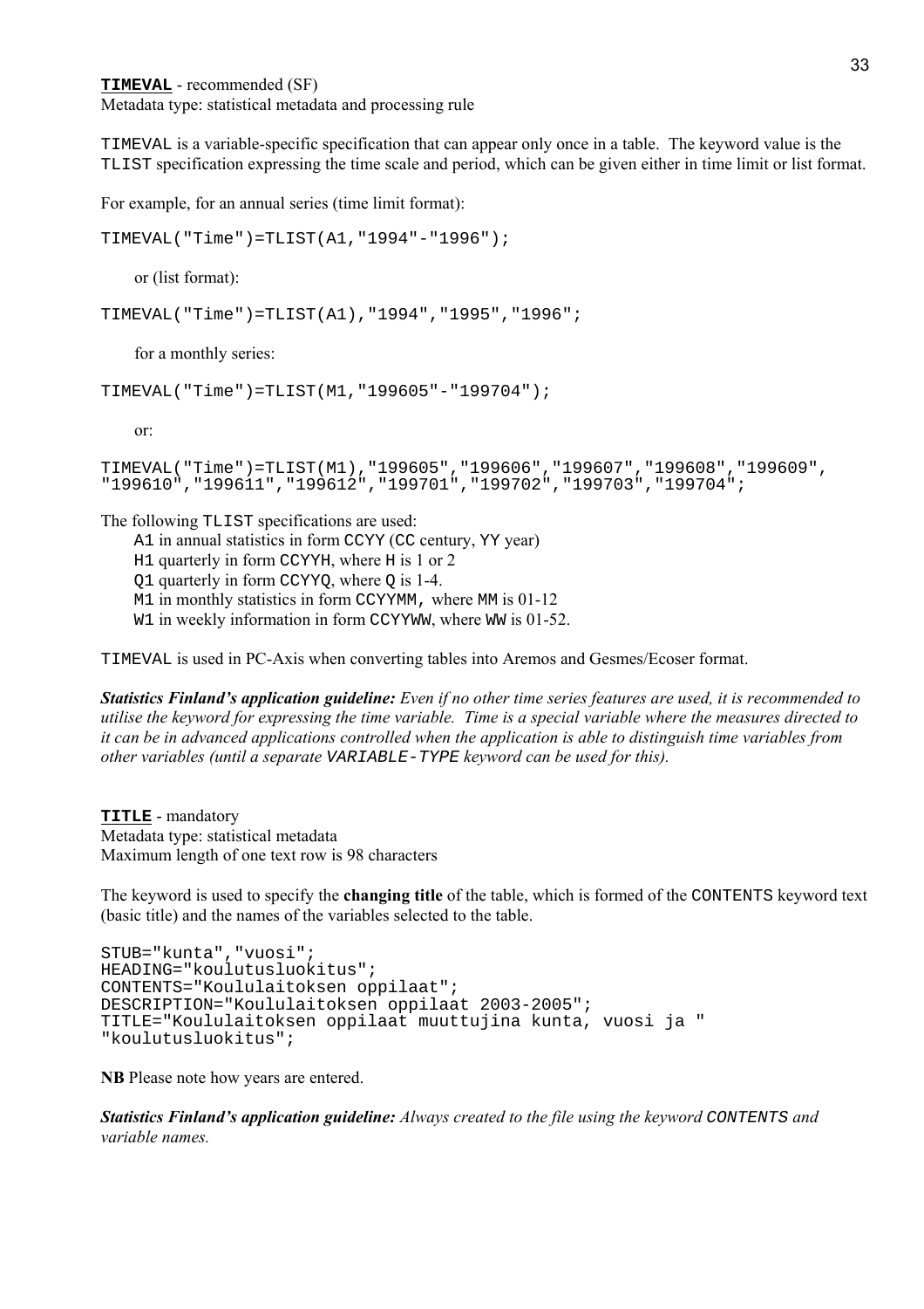**`TIMEVAL`** - recommended (SF)
Metadata type: statistical metadata and processing rule

`TIMEVAL` is a variable-specific specification that can appear only once in a table. The keyword value is the `TLIST` specification expressing the time scale and period, which can be given either in time limit or list format.

For example, for an annual series (time limit format):

```
TIMEVAL("Time")=TLIST(A1,"1994"-"1996");
```

or (list format):

```
TIMEVAL("Time")=TLIST(A1),"1994","1995","1996";
```

for a monthly series:

```
TIMEVAL("Time")=TLIST(M1,"199605"-"199704");
```

or:

```
TIMEVAL("Time")=TLIST(M1),"199605","199606","199607","199608","199609",
"199610","199611","199612","199701","199702","199703","199704";
```

The following `TLIST` specifications are used:

- `A1` in annual statistics in form `CCYY` (`CC` century, `YY` year)
- `H1` quarterly in form `CCYYH`, where `H` is 1 or 2
- `Q1` quarterly in form `CCYYQ`, where `Q` is 1-4.
- `M1` in monthly statistics in form `CCYYMM,` where `MM` is 01-12
- `W1` in weekly information in form `CCYYWW`, where `WW` is 01-52.

`TIMEVAL` is used in PC-Axis when converting tables into Aremos and Gesmes/Ecoser format.

***Statistics Finland's application guideline:*** *Even if no other time series features are used, it is recommended to utilise the keyword for expressing the time variable. Time is a special variable where the measures directed to it can be in advanced applications controlled when the application is able to distinguish time variables from other variables (until a separate `VARIABLE-TYPE` keyword can be used for this).*

**`TITLE`** - mandatory
Metadata type: statistical metadata
Maximum length of one text row is 98 characters

The keyword is used to specify the **changing title** of the table, which is formed of the `CONTENTS` keyword text (basic title) and the names of the variables selected to the table.

```
STUB="kunta","vuosi";
HEADING="koulutusluokitus";
CONTENTS="Koululaitoksen oppilaat";
DESCRIPTION="Koululaitoksen oppilaat 2003-2005";
TITLE="Koululaitoksen oppilaat muuttujina kunta, vuosi ja "
"koulutusluokitus";
```

**NB** Please note how years are entered.

***Statistics Finland's application guideline:*** *Always created to the file using the keyword `CONTENTS` and variable names.*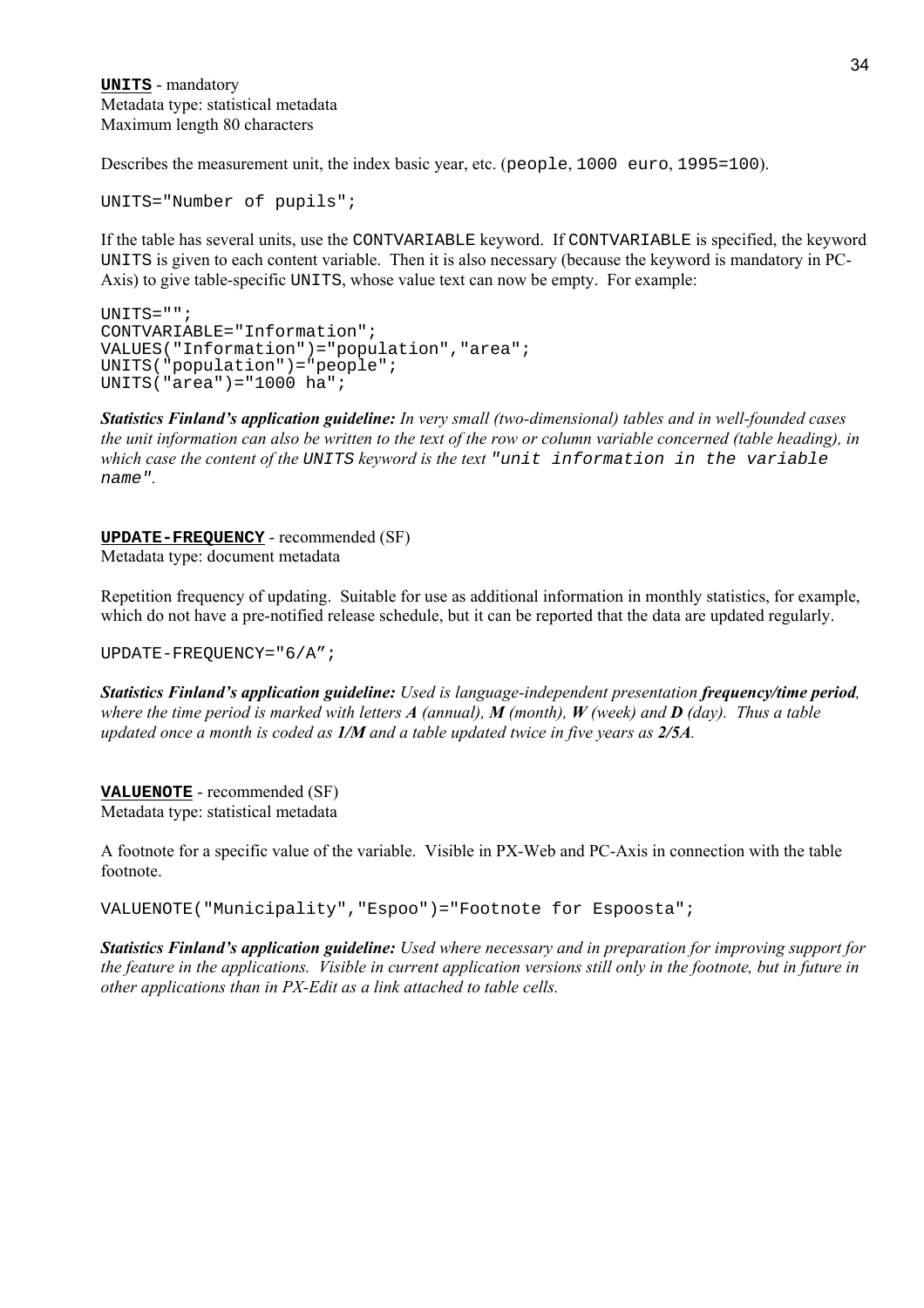**`UNITS`** - mandatory
Metadata type: statistical metadata
Maximum length 80 characters

Describes the measurement unit, the index basic year, etc. (`people`, `1000 euro`, `1995=100`).

```
UNITS="Number of pupils";
```

If the table has several units, use the `CONTVARIABLE` keyword. If `CONTVARIABLE` is specified, the keyword `UNITS` is given to each content variable. Then it is also necessary (because the keyword is mandatory in PC-Axis) to give table-specific `UNITS`, whose value text can now be empty. For example:

```
UNITS="";
CONTVARIABLE="Information";
VALUES("Information")="population","area";
UNITS("population")="people";
UNITS("area")="1000 ha";
```

***Statistics Finland's application guideline:*** *In very small (two-dimensional) tables and in well-founded cases the unit information can also be written to the text of the row or column variable concerned (table heading), in which case the content of the `UNITS` keyword is the text `"unit information in the variable name"`.*

**`UPDATE-FREQUENCY`** - recommended (SF)
Metadata type: document metadata

Repetition frequency of updating. Suitable for use as additional information in monthly statistics, for example, which do not have a pre-notified release schedule, but it can be reported that the data are updated regularly.

```
UPDATE-FREQUENCY="6/A”;
```

***Statistics Finland's application guideline:*** *Used is language-independent presentation **frequency/time period**, where the time period is marked with letters **A** (annual), **M** (month), **W** (week) and **D** (day). Thus a table updated once a month is coded as **1/M** and a table updated twice in five years as **2/5A**.*

**`VALUENOTE`** - recommended (SF)
Metadata type: statistical metadata

A footnote for a specific value of the variable. Visible in PX-Web and PC-Axis in connection with the table footnote.

```
VALUENOTE("Municipality","Espoo")="Footnote for Espoosta";
```

***Statistics Finland's application guideline:*** *Used where necessary and in preparation for improving support for the feature in the applications. Visible in current application versions still only in the footnote, but in future in other applications than in PX-Edit as a link attached to table cells.*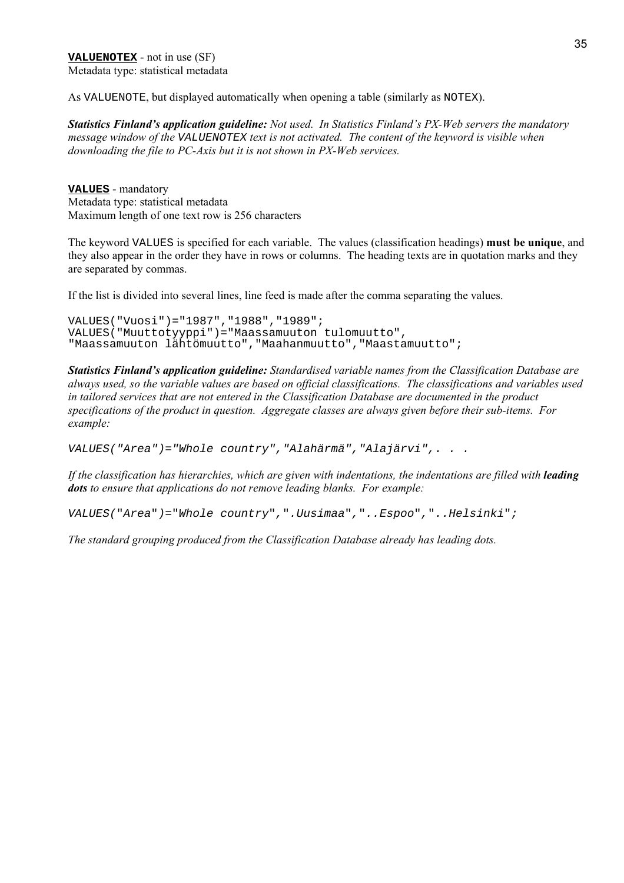**VALUENOTEX** - not in use (SF)
Metadata type: statistical metadata

As `VALUENOTE`, but displayed automatically when opening a table (similarly as `NOTEX`).

***Statistics Finland's application guideline:*** *Not used. In Statistics Finland's PX-Web servers the mandatory message window of the `VALUENOTEX` text is not activated. The content of the keyword is visible when downloading the file to PC-Axis but it is not shown in PX-Web services.*

**VALUES** - mandatory
Metadata type: statistical metadata
Maximum length of one text row is 256 characters

The keyword `VALUES` is specified for each variable. The values (classification headings) **must be unique**, and they also appear in the order they have in rows or columns. The heading texts are in quotation marks and they are separated by commas.

If the list is divided into several lines, line feed is made after the comma separating the values.

```
VALUES("Vuosi")="1987","1988","1989";
VALUES("Muuttotyyppi")="Maassamuuton tulomuutto",
"Maassamuuton lähtömuutto","Maahanmuutto","Maastamuutto";
```

***Statistics Finland's application guideline:*** *Standardised variable names from the Classification Database are always used, so the variable values are based on official classifications. The classifications and variables used in tailored services that are not entered in the Classification Database are documented in the product specifications of the product in question. Aggregate classes are always given before their sub-items. For example:*

```
VALUES("Area")="Whole country","Alahärmä","Alajärvi",. . .
```

*If the classification has hierarchies, which are given with indentations, the indentations are filled with **leading dots** to ensure that applications do not remove leading blanks. For example:*

```
VALUES("Area")="Whole country",".Uusimaa","..Espoo","..Helsinki";
```

*The standard grouping produced from the Classification Database already has leading dots.*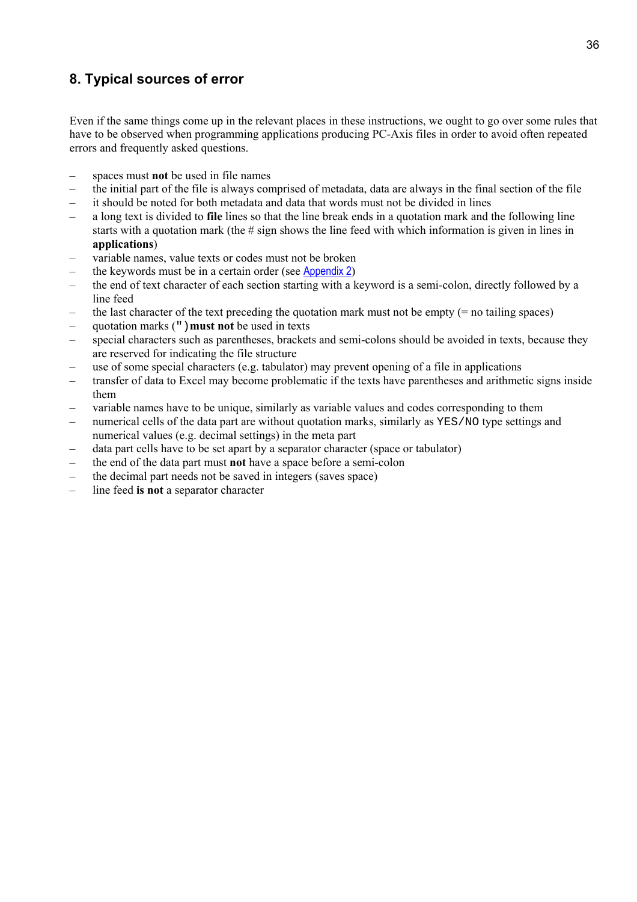## 8. Typical sources of error

Even if the same things come up in the relevant places in these instructions, we ought to go over some rules that have to be observed when programming applications producing PC-Axis files in order to avoid often repeated errors and frequently asked questions.

- spaces must **not** be used in file names
- the initial part of the file is always comprised of metadata, data are always in the final section of the file
- it should be noted for both metadata and data that words must not be divided in lines
- a long text is divided to **file** lines so that the line break ends in a quotation mark and the following line starts with a quotation mark (the # sign shows the line feed with which information is given in lines in **applications**)
- variable names, value texts or codes must not be broken
- the keywords must be in a certain order (see Appendix 2)
- the end of text character of each section starting with a keyword is a semi-colon, directly followed by a line feed
- the last character of the text preceding the quotation mark must not be empty (= no tailing spaces)
- quotation marks (`"`) **must not** be used in texts
- special characters such as parentheses, brackets and semi-colons should be avoided in texts, because they are reserved for indicating the file structure
- use of some special characters (e.g. tabulator) may prevent opening of a file in applications
- transfer of data to Excel may become problematic if the texts have parentheses and arithmetic signs inside them
- variable names have to be unique, similarly as variable values and codes corresponding to them
- numerical cells of the data part are without quotation marks, similarly as `YES/NO` type settings and numerical values (e.g. decimal settings) in the meta part
- data part cells have to be set apart by a separator character (space or tabulator)
- the end of the data part must **not** have a space before a semi-colon
- the decimal part needs not be saved in integers (saves space)
- line feed **is not** a separator character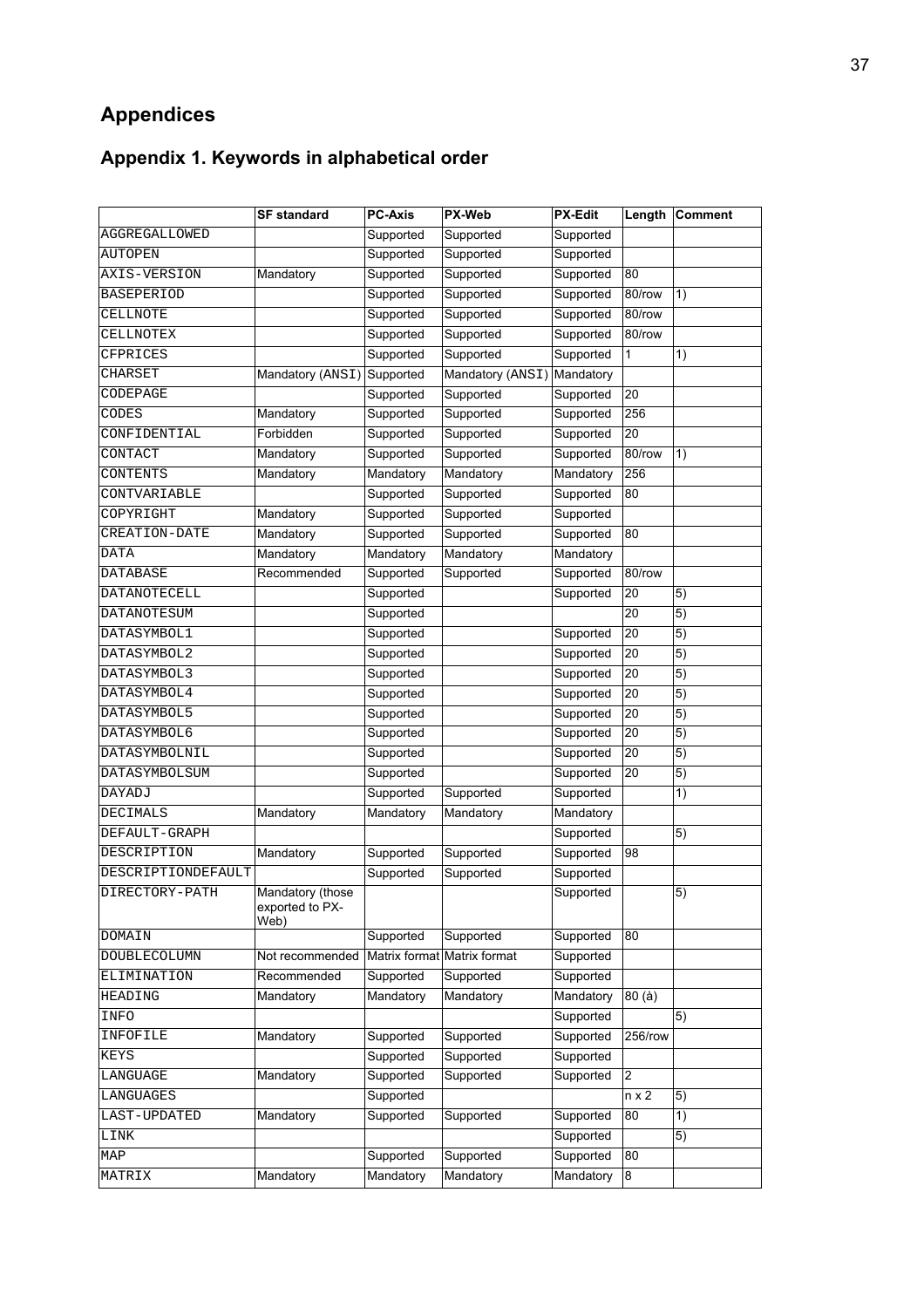# Appendices

## Appendix 1. Keywords in alphabetical order

| | SF standard | PC-Axis | PX-Web | PX-Edit | Length | Comment |
|---|---|---|---|---|---|---|
| AGGREGALLOWED | | Supported | Supported | Supported | | |
| AUTOPEN | | Supported | Supported | Supported | | |
| AXIS-VERSION | Mandatory | Supported | Supported | Supported | 80 | |
| BASEPERIOD | | Supported | Supported | Supported | 80/row | 1) |
| CELLNOTE | | Supported | Supported | Supported | 80/row | |
| CELLNOTEX | | Supported | Supported | Supported | 80/row | |
| CFPRICES | | Supported | Supported | Supported | 1 | 1) |
| CHARSET | Mandatory (ANSI) | Supported | Mandatory (ANSI) | Mandatory | | |
| CODEPAGE | | Supported | Supported | Supported | 20 | |
| CODES | Mandatory | Supported | Supported | Supported | 256 | |
| CONFIDENTIAL | Forbidden | Supported | Supported | Supported | 20 | |
| CONTACT | Mandatory | Supported | Supported | Supported | 80/row | 1) |
| CONTENTS | Mandatory | Mandatory | Mandatory | Mandatory | 256 | |
| CONTVARIABLE | | Supported | Supported | Supported | 80 | |
| COPYRIGHT | Mandatory | Supported | Supported | Supported | | |
| CREATION-DATE | Mandatory | Supported | Supported | Supported | 80 | |
| DATA | Mandatory | Mandatory | Mandatory | Mandatory | | |
| DATABASE | Recommended | Supported | Supported | Supported | 80/row | |
| DATANOTECELL | | Supported | | Supported | 20 | 5) |
| DATANOTESUM | | Supported | | | 20 | 5) |
| DATASYMBOL1 | | Supported | | Supported | 20 | 5) |
| DATASYMBOL2 | | Supported | | Supported | 20 | 5) |
| DATASYMBOL3 | | Supported | | Supported | 20 | 5) |
| DATASYMBOL4 | | Supported | | Supported | 20 | 5) |
| DATASYMBOL5 | | Supported | | Supported | 20 | 5) |
| DATASYMBOL6 | | Supported | | Supported | 20 | 5) |
| DATASYMBOLNIL | | Supported | | Supported | 20 | 5) |
| DATASYMBOLSUM | | Supported | | Supported | 20 | 5) |
| DAYADJ | | Supported | Supported | Supported | | 1) |
| DECIMALS | Mandatory | Mandatory | Mandatory | Mandatory | | |
| DEFAULT-GRAPH | | | | Supported | | 5) |
| DESCRIPTION | Mandatory | Supported | Supported | Supported | 98 | |
| DESCRIPTIONDEFAULT | | Supported | Supported | Supported | | |
| DIRECTORY-PATH | Mandatory (those exported to PX-Web) | | | Supported | | 5) |
| DOMAIN | | Supported | Supported | Supported | 80 | |
| DOUBLECOLUMN | Not recommended | Matrix format | Matrix format | Supported | | |
| ELIMINATION | Recommended | Supported | Supported | Supported | | |
| HEADING | Mandatory | Mandatory | Mandatory | Mandatory | 80 (à) | |
| INFO | | | | Supported | | 5) |
| INFOFILE | Mandatory | Supported | Supported | Supported | 256/row | |
| KEYS | | Supported | Supported | Supported | | |
| LANGUAGE | Mandatory | Supported | Supported | Supported | 2 | |
| LANGUAGES | | Supported | | | n x 2 | 5) |
| LAST-UPDATED | Mandatory | Supported | Supported | Supported | 80 | 1) |
| LINK | | | | Supported | | 5) |
| MAP | | Supported | Supported | Supported | 80 | |
| MATRIX | Mandatory | Mandatory | Mandatory | Mandatory | 8 | |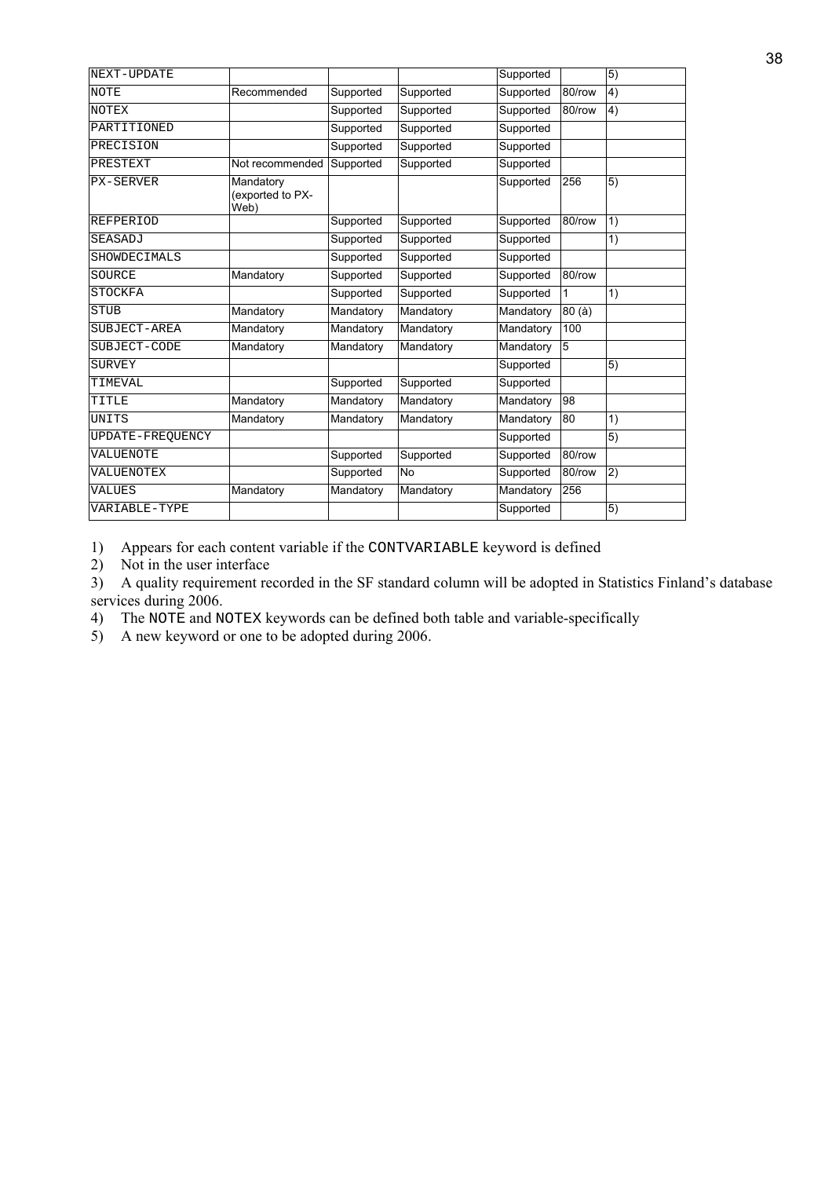| | | | | | | |
|---|---|---|---|---|---|---|
| NEXT-UPDATE | | | | Supported | | 5) |
| NOTE | Recommended | Supported | Supported | Supported | 80/row | 4) |
| NOTEX | | Supported | Supported | Supported | 80/row | 4) |
| PARTITIONED | | Supported | Supported | Supported | | |
| PRECISION | | Supported | Supported | Supported | | |
| PRESTEXT | Not recommended | Supported | Supported | Supported | | |
| PX-SERVER | Mandatory (exported to PX-Web) | | | Supported | 256 | 5) |
| REFPERIOD | | Supported | Supported | Supported | 80/row | 1) |
| SEASADJ | | Supported | Supported | Supported | | 1) |
| SHOWDECIMALS | | Supported | Supported | Supported | | |
| SOURCE | Mandatory | Supported | Supported | Supported | 80/row | |
| STOCKFA | | Supported | Supported | Supported | 1 | 1) |
| STUB | Mandatory | Mandatory | Mandatory | Mandatory | 80 (à) | |
| SUBJECT-AREA | Mandatory | Mandatory | Mandatory | Mandatory | 100 | |
| SUBJECT-CODE | Mandatory | Mandatory | Mandatory | Mandatory | 5 | |
| SURVEY | | | | Supported | | 5) |
| TIMEVAL | | Supported | Supported | Supported | | |
| TITLE | Mandatory | Mandatory | Mandatory | Mandatory | 98 | |
| UNITS | Mandatory | Mandatory | Mandatory | Mandatory | 80 | 1) |
| UPDATE-FREQUENCY | | | | Supported | | 5) |
| VALUENOTE | | Supported | Supported | Supported | 80/row | |
| VALUENOTEX | | Supported | No | Supported | 80/row | 2) |
| VALUES | Mandatory | Mandatory | Mandatory | Mandatory | 256 | |
| VARIABLE-TYPE | | | | Supported | | 5) |

1) Appears for each content variable if the CONTVARIABLE keyword is defined
2) Not in the user interface
3) A quality requirement recorded in the SF standard column will be adopted in Statistics Finland's database services during 2006.
4) The NOTE and NOTEX keywords can be defined both table and variable-specifically
5) A new keyword or one to be adopted during 2006.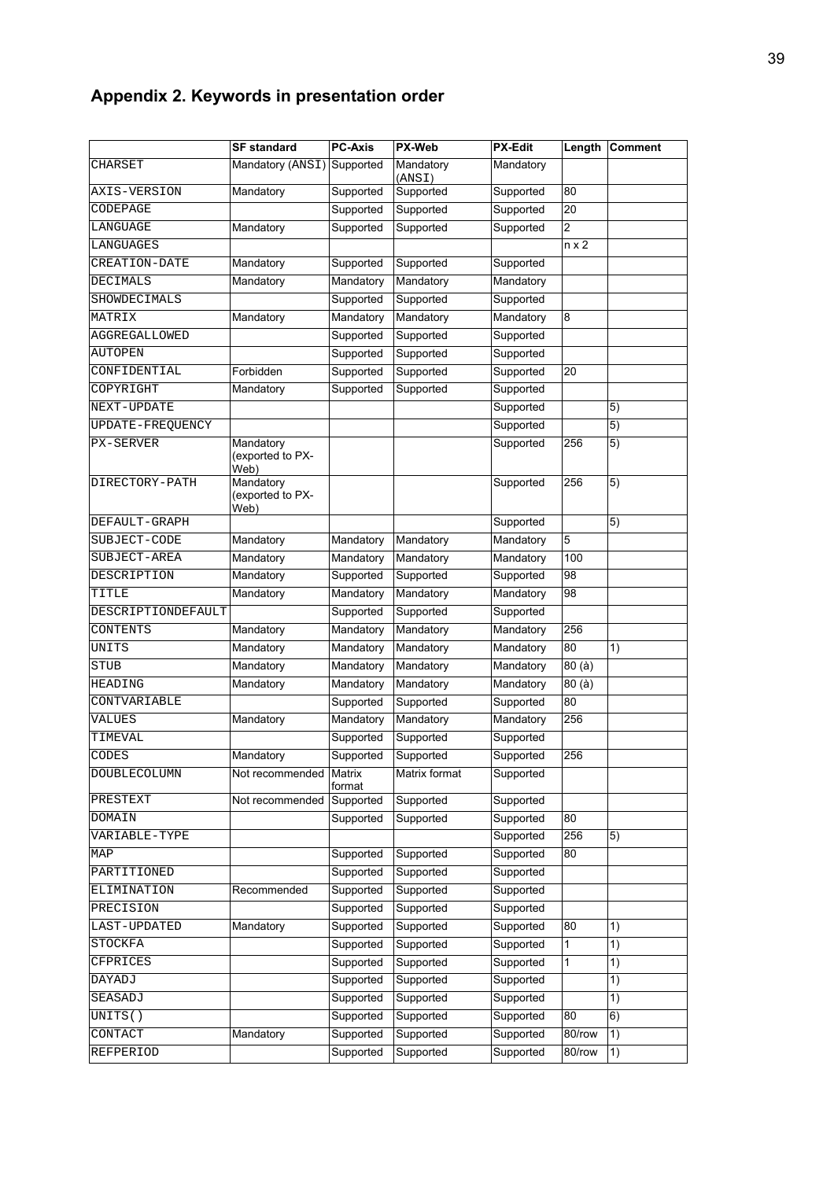## Appendix 2. Keywords in presentation order

| | SF standard | PC-Axis | PX-Web | PX-Edit | Length | Comment |
|---|---|---|---|---|---|---|
| CHARSET | Mandatory (ANSI) | Supported | Mandatory (ANSI) | Mandatory | | |
| AXIS-VERSION | Mandatory | Supported | Supported | Supported | 80 | |
| CODEPAGE | | Supported | Supported | Supported | 20 | |
| LANGUAGE | Mandatory | Supported | Supported | Supported | 2 | |
| LANGUAGES | | | | | n x 2 | |
| CREATION-DATE | Mandatory | Supported | Supported | Supported | | |
| DECIMALS | Mandatory | Mandatory | Mandatory | Mandatory | | |
| SHOWDECIMALS | | Supported | Supported | Supported | | |
| MATRIX | Mandatory | Mandatory | Mandatory | Mandatory | 8 | |
| AGGREGALLOWED | | Supported | Supported | Supported | | |
| AUTOPEN | | Supported | Supported | Supported | | |
| CONFIDENTIAL | Forbidden | Supported | Supported | Supported | 20 | |
| COPYRIGHT | Mandatory | Supported | Supported | Supported | | |
| NEXT-UPDATE | | | | Supported | | 5) |
| UPDATE-FREQUENCY | | | | Supported | | 5) |
| PX-SERVER | Mandatory (exported to PX-Web) | | | Supported | 256 | 5) |
| DIRECTORY-PATH | Mandatory (exported to PX-Web) | | | Supported | 256 | 5) |
| DEFAULT-GRAPH | | | | Supported | | 5) |
| SUBJECT-CODE | Mandatory | Mandatory | Mandatory | Mandatory | 5 | |
| SUBJECT-AREA | Mandatory | Mandatory | Mandatory | Mandatory | 100 | |
| DESCRIPTION | Mandatory | Supported | Supported | Supported | 98 | |
| TITLE | Mandatory | Mandatory | Mandatory | Mandatory | 98 | |
| DESCRIPTIONDEFAULT | | Supported | Supported | Supported | | |
| CONTENTS | Mandatory | Mandatory | Mandatory | Mandatory | 256 | |
| UNITS | Mandatory | Mandatory | Mandatory | Mandatory | 80 | 1) |
| STUB | Mandatory | Mandatory | Mandatory | Mandatory | 80 (à) | |
| HEADING | Mandatory | Mandatory | Mandatory | Mandatory | 80 (à) | |
| CONTVARIABLE | | Supported | Supported | Supported | 80 | |
| VALUES | Mandatory | Mandatory | Mandatory | Mandatory | 256 | |
| TIMEVAL | | Supported | Supported | Supported | | |
| CODES | Mandatory | Supported | Supported | Supported | 256 | |
| DOUBLECOLUMN | Not recommended | Matrix format | Matrix format | Supported | | |
| PRESTEXT | Not recommended | Supported | Supported | Supported | | |
| DOMAIN | | Supported | Supported | Supported | 80 | |
| VARIABLE-TYPE | | | | Supported | 256 | 5) |
| MAP | | Supported | Supported | Supported | 80 | |
| PARTITIONED | | Supported | Supported | Supported | | |
| ELIMINATION | Recommended | Supported | Supported | Supported | | |
| PRECISION | | Supported | Supported | Supported | | |
| LAST-UPDATED | Mandatory | Supported | Supported | Supported | 80 | 1) |
| STOCKFA | | Supported | Supported | Supported | 1 | 1) |
| CFPRICES | | Supported | Supported | Supported | 1 | 1) |
| DAYADJ | | Supported | Supported | Supported | | 1) |
| SEASADJ | | Supported | Supported | Supported | | 1) |
| UNITS() | | Supported | Supported | Supported | 80 | 6) |
| CONTACT | Mandatory | Supported | Supported | Supported | 80/row | 1) |
| REFPERIOD | | Supported | Supported | Supported | 80/row | 1) |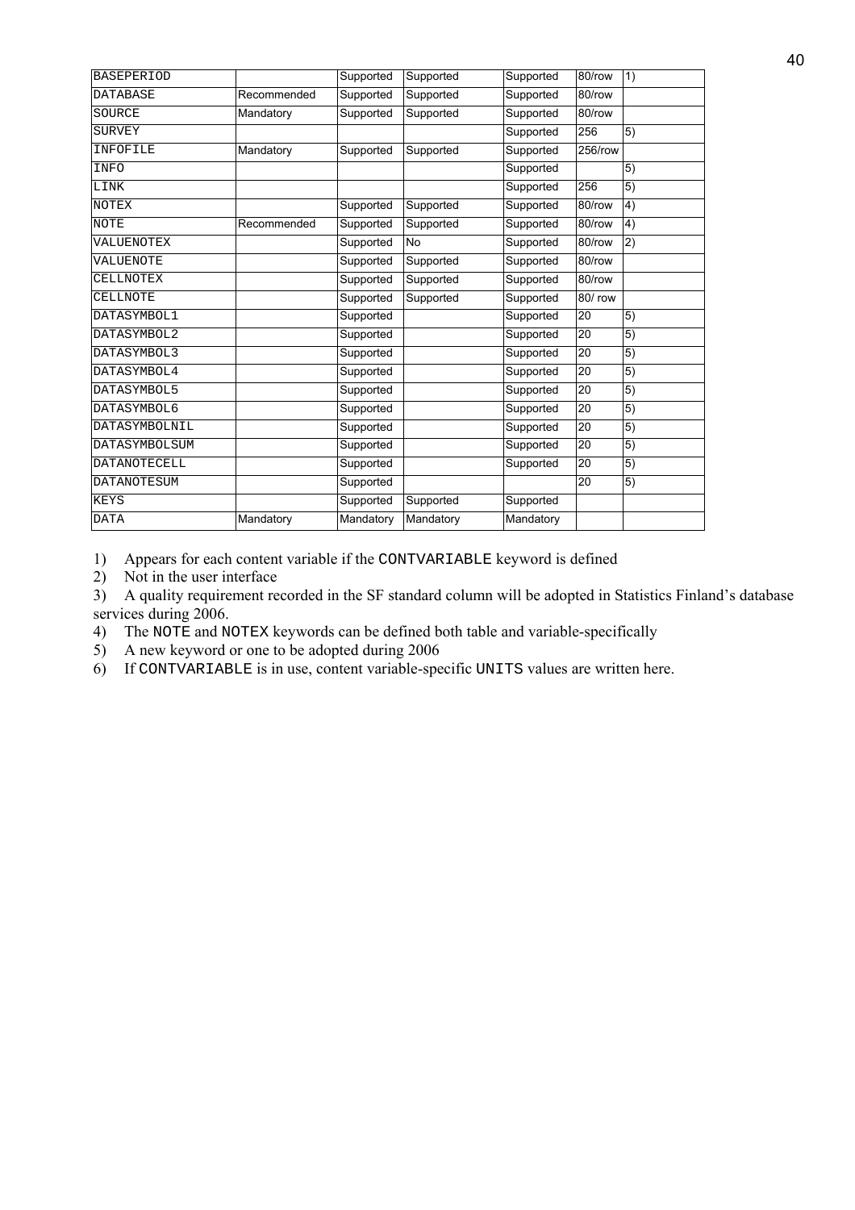| BASEPERIOD | | Supported | Supported | Supported | 80/row | 1) |
|---|---|---|---|---|---|---|
| DATABASE | Recommended | Supported | Supported | Supported | 80/row | |
| SOURCE | Mandatory | Supported | Supported | Supported | 80/row | |
| SURVEY | | | | Supported | 256 | 5) |
| INFOFILE | Mandatory | Supported | Supported | Supported | 256/row | |
| INFO | | | | Supported | | 5) |
| LINK | | | | Supported | 256 | 5) |
| NOTEX | | Supported | Supported | Supported | 80/row | 4) |
| NOTE | Recommended | Supported | Supported | Supported | 80/row | 4) |
| VALUENOTEX | | Supported | No | Supported | 80/row | 2) |
| VALUENOTE | | Supported | Supported | Supported | 80/row | |
| CELLNOTEX | | Supported | Supported | Supported | 80/row | |
| CELLNOTE | | Supported | Supported | Supported | 80/ row | |
| DATASYMBOL1 | | Supported | | Supported | 20 | 5) |
| DATASYMBOL2 | | Supported | | Supported | 20 | 5) |
| DATASYMBOL3 | | Supported | | Supported | 20 | 5) |
| DATASYMBOL4 | | Supported | | Supported | 20 | 5) |
| DATASYMBOL5 | | Supported | | Supported | 20 | 5) |
| DATASYMBOL6 | | Supported | | Supported | 20 | 5) |
| DATASYMBOLNIL | | Supported | | Supported | 20 | 5) |
| DATASYMBOLSUM | | Supported | | Supported | 20 | 5) |
| DATANOTECELL | | Supported | | Supported | 20 | 5) |
| DATANOTESUM | | Supported | | | 20 | 5) |
| KEYS | | Supported | Supported | Supported | | |
| DATA | Mandatory | Mandatory | Mandatory | Mandatory | | |

1) Appears for each content variable if the CONTVARIABLE keyword is defined
2) Not in the user interface
3) A quality requirement recorded in the SF standard column will be adopted in Statistics Finland's database services during 2006.
4) The NOTE and NOTEX keywords can be defined both table and variable-specifically
5) A new keyword or one to be adopted during 2006
6) If CONTVARIABLE is in use, content variable-specific UNITS values are written here.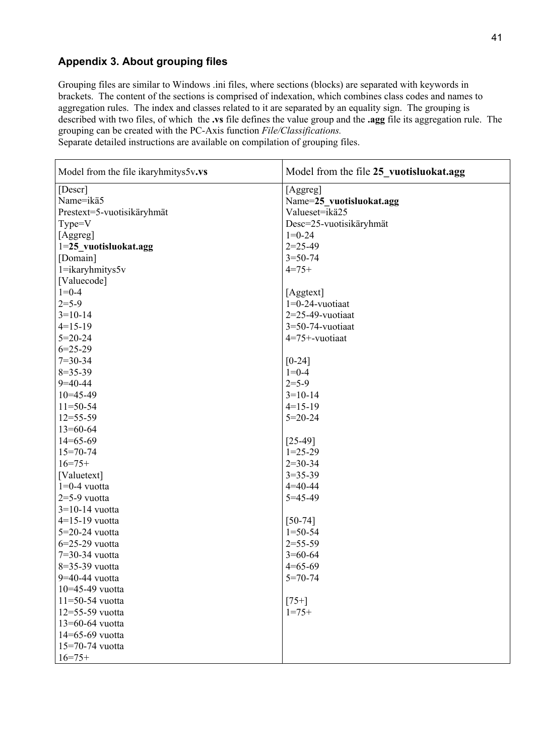## Appendix 3. About grouping files

Grouping files are similar to Windows .ini files, where sections (blocks) are separated with keywords in brackets. The content of the sections is comprised of indexation, which combines class codes and names to aggregation rules. The index and classes related to it are separated by an equality sign. The grouping is described with two files, of which the **.vs** file defines the value group and the **.agg** file its aggregation rule. The grouping can be created with the PC-Axis function *File/Classifications.*
Separate detailed instructions are available on compilation of grouping files.

| Model from the file ikaryhmitys5v**.vs** | Model from the file **25_vuotisluokat.agg** |
|---|---|
| [Descr]<br>Name=ikä5<br>Prestext=5-vuotisikäryhmät<br>Type=V<br>[Aggreg]<br>1=**25_vuotisluokat.agg**<br>[Domain]<br>1=ikaryhmitys5v<br>[Valuecode]<br>1=0-4<br>2=5-9<br>3=10-14<br>4=15-19<br>5=20-24<br>6=25-29<br>7=30-34<br>8=35-39<br>9=40-44<br>10=45-49<br>11=50-54<br>12=55-59<br>13=60-64<br>14=65-69<br>15=70-74<br>16=75+<br>[Valuetext]<br>1=0-4 vuotta<br>2=5-9 vuotta<br>3=10-14 vuotta<br>4=15-19 vuotta<br>5=20-24 vuotta<br>6=25-29 vuotta<br>7=30-34 vuotta<br>8=35-39 vuotta<br>9=40-44 vuotta<br>10=45-49 vuotta<br>11=50-54 vuotta<br>12=55-59 vuotta<br>13=60-64 vuotta<br>14=65-69 vuotta<br>15=70-74 vuotta<br>16=75+ | [Aggreg]<br>Name=**25_vuotisluokat.agg**<br>Valueset=ikä25<br>Desc=25-vuotisikäryhmät<br>1=0-24<br>2=25-49<br>3=50-74<br>4=75+<br><br>[Aggtext]<br>1=0-24-vuotiaat<br>2=25-49-vuotiaat<br>3=50-74-vuotiaat<br>4=75+-vuotiaat<br><br>[0-24]<br>1=0-4<br>2=5-9<br>3=10-14<br>4=15-19<br>5=20-24<br><br>[25-49]<br>1=25-29<br>2=30-34<br>3=35-39<br>4=40-44<br>5=45-49<br><br>[50-74]<br>1=50-54<br>2=55-59<br>3=60-64<br>4=65-69<br>5=70-74<br><br>[75+]<br>1=75+ |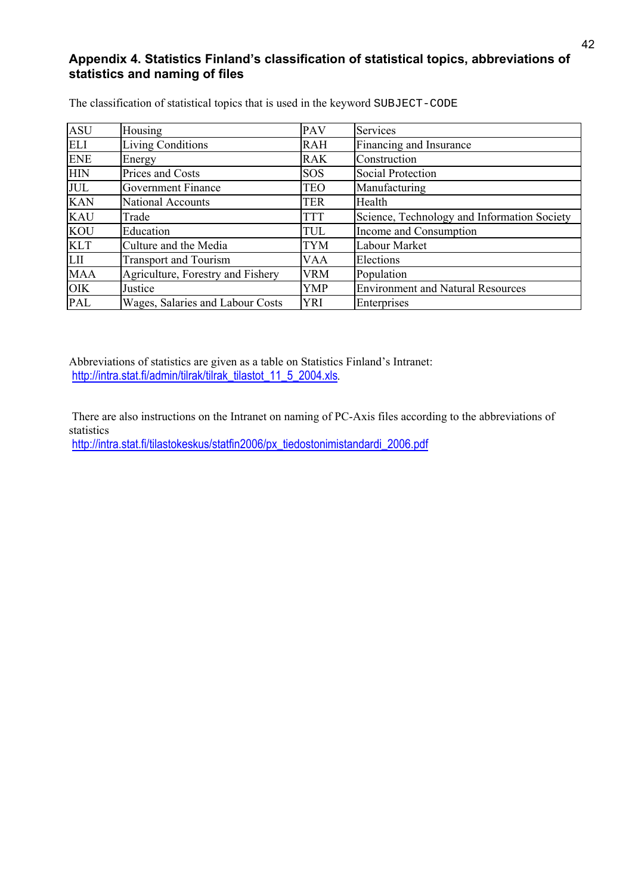## Appendix 4. Statistics Finland's classification of statistical topics, abbreviations of statistics and naming of files

The classification of statistical topics that is used in the keyword SUBJECT-CODE

| | | | |
|---|---|---|---|
| ASU | Housing | PAV | Services |
| ELI | Living Conditions | RAH | Financing and Insurance |
| ENE | Energy | RAK | Construction |
| HIN | Prices and Costs | SOS | Social Protection |
| JUL | Government Finance | TEO | Manufacturing |
| KAN | National Accounts | TER | Health |
| KAU | Trade | TTT | Science, Technology and Information Society |
| KOU | Education | TUL | Income and Consumption |
| KLT | Culture and the Media | TYM | Labour Market |
| LII | Transport and Tourism | VAA | Elections |
| MAA | Agriculture, Forestry and Fishery | VRM | Population |
| OIK | Justice | YMP | Environment and Natural Resources |
| PAL | Wages, Salaries and Labour Costs | YRI | Enterprises |

Abbreviations of statistics are given as a table on Statistics Finland's Intranet: http://intra.stat.fi/admin/tilrak/tilrak_tilastot_11_5_2004.xls.

There are also instructions on the Intranet on naming of PC-Axis files according to the abbreviations of statistics
http://intra.stat.fi/tilastokeskus/statfin2006/px_tiedostonimistandardi_2006.pdf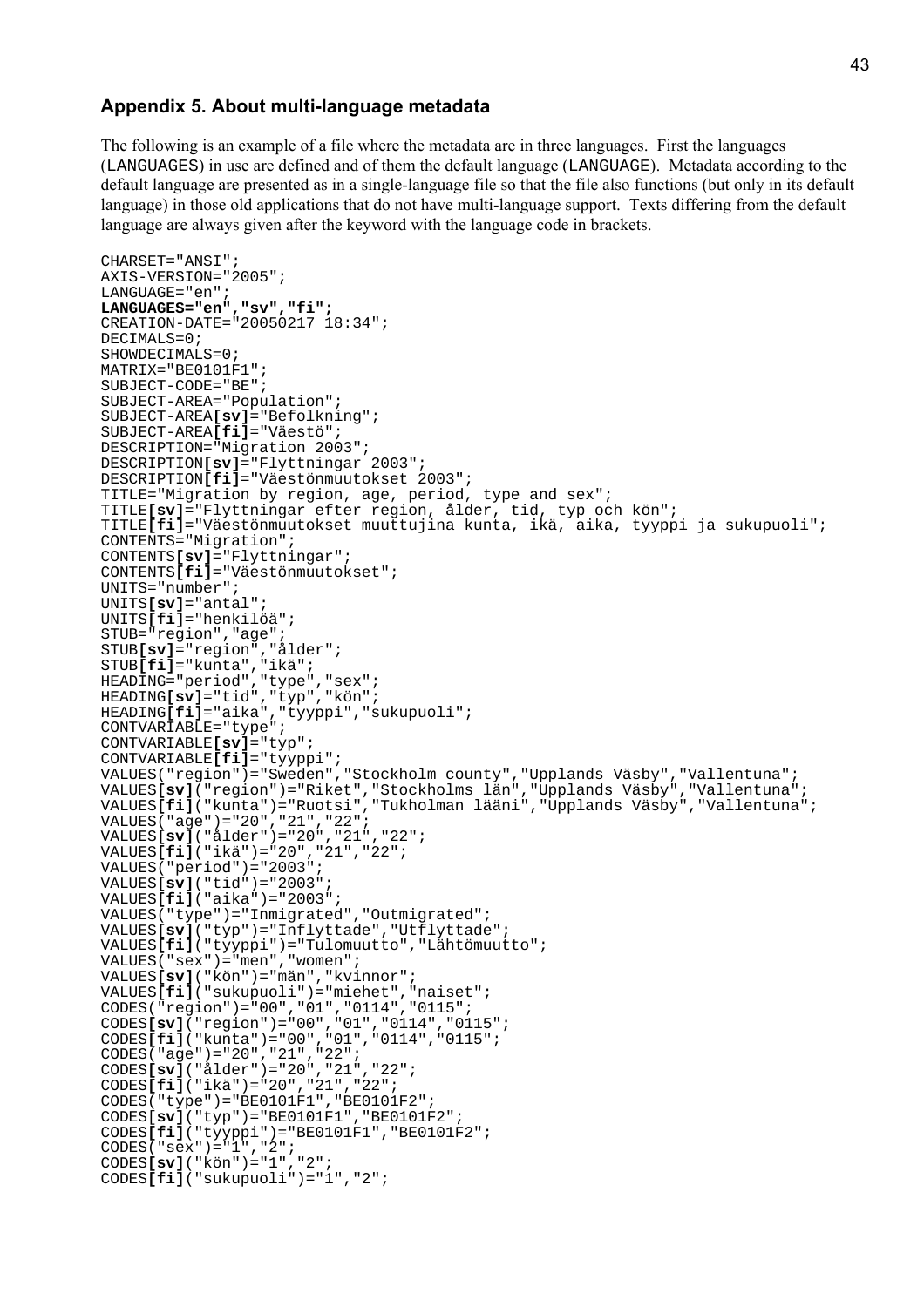## Appendix 5. About multi-language metadata

The following is an example of a file where the metadata are in three languages. First the languages (LANGUAGES) in use are defined and of them the default language (LANGUAGE). Metadata according to the default language are presented as in a single-language file so that the file also functions (but only in its default language) in those old applications that do not have multi-language support. Texts differing from the default language are always given after the keyword with the language code in brackets.

```
CHARSET="ANSI";
AXIS-VERSION="2005";
LANGUAGE="en";
LANGUAGES="en","sv","fi";
CREATION-DATE="20050217 18:34";
DECIMALS=0;
SHOWDECIMALS=0;
MATRIX="BE0101F1";
SUBJECT-CODE="BE";
SUBJECT-AREA="Population";
SUBJECT-AREA[sv]="Befolkning";
SUBJECT-AREA[fi]="Väestö";
DESCRIPTION="Migration 2003";
DESCRIPTION[sv]="Flyttningar 2003";
DESCRIPTION[fi]="Väestönmuutokset 2003";
TITLE="Migration by region, age, period, type and sex";
TITLE[sv]="Flyttningar efter region, ålder, tid, typ och kön";
TITLE[fi]="Väestönmuutokset muuttujina kunta, ikä, aika, tyyppi ja sukupuoli";
CONTENTS="Migration";
CONTENTS[sv]="Flyttningar";
CONTENTS[fi]="Väestönmuutokset";
UNITS="number";
UNITS[sv]="antal";
UNITS[fi]="henkilöä";
STUB="region","age";
STUB[sv]="region","ålder";
STUB[fi]="kunta","ikä";
HEADING="period","type","sex";
HEADING[sv]="tid","typ","kön";
HEADING[fi]="aika","tyyppi","sukupuoli";
CONTVARIABLE="type";
CONTVARIABLE[sv]="typ";
CONTVARIABLE[fi]="tyyppi";
VALUES("region")="Sweden","Stockholm county","Upplands Väsby","Vallentuna";
VALUES[sv]("region")="Riket","Stockholms län","Upplands Väsby","Vallentuna";
VALUES[fi]("kunta")="Ruotsi","Tukholman lääni","Upplands Väsby","Vallentuna";
VALUES("age")="20","21","22";
VALUES[sv]("ålder")="20","21","22";
VALUES[fi]("ikä")="20","21","22";
VALUES("period")="2003";
VALUES[sv]("tid")="2003";
VALUES[fi]("aika")="2003";
VALUES("type")="Inmigrated","Outmigrated";
VALUES[sv]("typ")="Inflyttade","Utflyttade";
VALUES[fi]("tyyppi")="Tulomuutto","Lähtömuutto";
VALUES("sex")="men","women";
VALUES[sv]("kön")="män","kvinnor";
VALUES[fi]("sukupuoli")="miehet","naiset";
CODES("region")="00","01","0114","0115";
CODES[sv]("region")="00","01","0114","0115";
CODES[fi]("kunta")="00","01","0114","0115";
CODES("age")="20","21","22";
CODES[sv]("ålder")="20","21","22";
CODES[fi]("ikä")="20","21","22";
CODES("type")="BE0101F1","BE0101F2";
CODES[sv]("typ")="BE0101F1","BE0101F2";
CODES[fi]("tyyppi")="BE0101F1","BE0101F2";
CODES("sex")="1","2";
CODES[sv]("kön")="1","2";
CODES[fi]("sukupuoli")="1","2";
```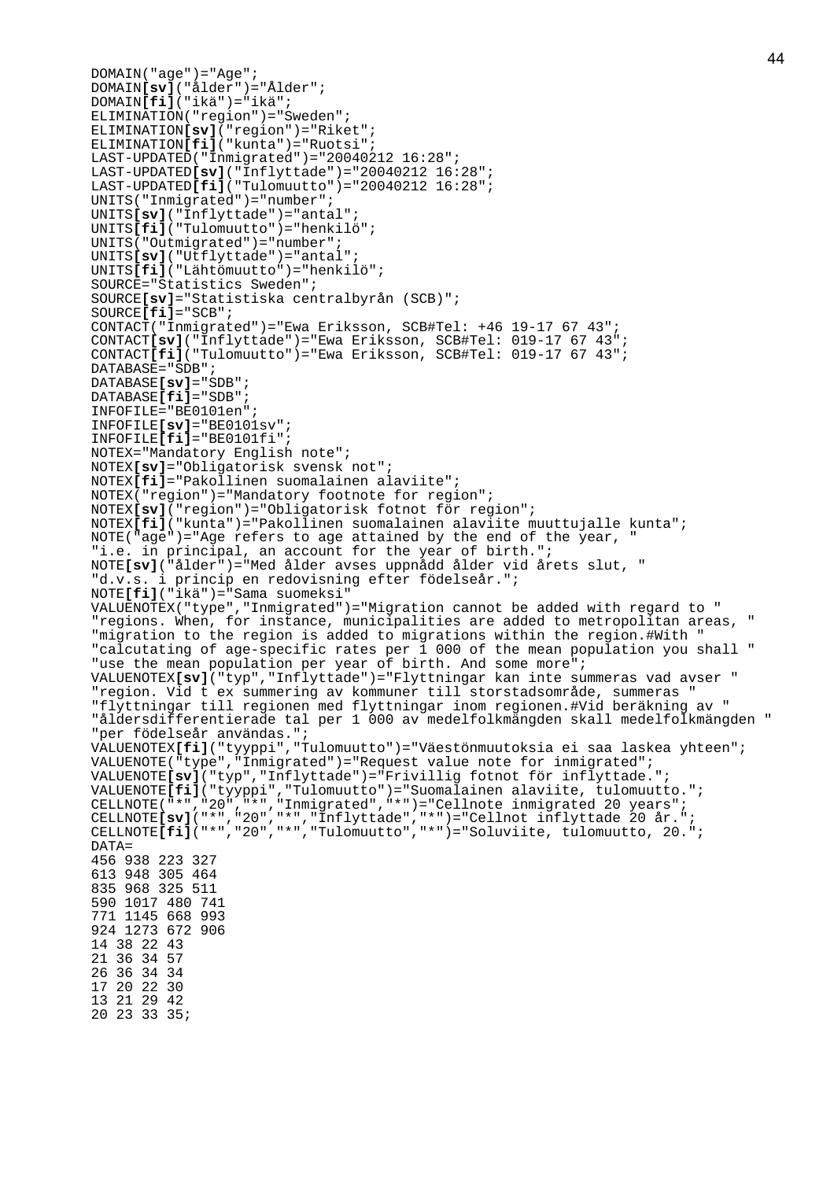```
DOMAIN("age")="Age";
DOMAIN[sv]("ålder")="Ålder";
DOMAIN[fi]("ikä")="ikä";
ELIMINATION("region")="Sweden";
ELIMINATION[sv]("region")="Riket";
ELIMINATION[fi]("kunta")="Ruotsi";
LAST-UPDATED("Inmigrated")="20040212 16:28";
LAST-UPDATED[sv]("Inflyttade")="20040212 16:28";
LAST-UPDATED[fi]("Tulomuutto")="20040212 16:28";
UNITS("Inmigrated")="number";
UNITS[sv]("Inflyttade")="antal";
UNITS[fi]("Tulomuutto")="henkilö";
UNITS("Outmigrated")="number";
UNITS[sv]("Utflyttade")="antal";
UNITS[fi]("Lähtömuutto")="henkilö";
SOURCE="Statistics Sweden";
SOURCE[sv]="Statistiska centralbyrån (SCB)";
SOURCE[fi]="SCB";
CONTACT("Inmigrated")="Ewa Eriksson, SCB#Tel: +46 19-17 67 43";
CONTACT[sv]("Inflyttade")="Ewa Eriksson, SCB#Tel: 019-17 67 43";
CONTACT[fi]("Tulomuutto")="Ewa Eriksson, SCB#Tel: 019-17 67 43";
DATABASE="SDB";
DATABASE[sv]="SDB";
DATABASE[fi]="SDB";
INFOFILE="BE0101en";
INFOFILE[sv]="BE0101sv";
INFOFILE[fi]="BE0101fi";
NOTEX="Mandatory English note";
NOTEX[sv]="Obligatorisk svensk not";
NOTEX[fi]="Pakollinen suomalainen alaviite";
NOTEX("region")="Mandatory footnote for region";
NOTEX[sv]("region")="Obligatorisk fotnot för region";
NOTEX[fi]("kunta")="Pakollinen suomalainen alaviite muuttujalle kunta";
NOTE("age")="Age refers to age attained by the end of the year, "
"i.e. in principal, an account for the year of birth.";
NOTE[sv]("ålder")="Med ålder avses uppnådd ålder vid årets slut, "
"d.v.s. i princip en redovisning efter födelseår.";
NOTE[fi]("ikä")="Sama suomeksi"
VALUENOTEX("type","Inmigrated")="Migration cannot be added with regard to "
"regions. When, for instance, municipalities are added to metropolitan areas, "
"migration to the region is added to migrations within the region.#With "
"calcutating of age-specific rates per 1 000 of the mean population you shall "
"use the mean population per year of birth. And some more";
VALUENOTEX[sv]("typ","Inflyttade")="Flyttningar kan inte summeras vad avser "
"region. Vid t ex summering av kommuner till storstadsområde, summeras "
"flyttningar till regionen med flyttningar inom regionen.#Vid beräkning av "
"åldersdifferentierade tal per 1 000 av medelfolkmängden skall medelfolkmängden "
"per födelseår användas.";
VALUENOTEX[fi]("tyyppi","Tulomuutto")="Väestönmuutoksia ei saa laskea yhteen";
VALUENOTE("type","Inmigrated")="Request value note for inmigrated";
VALUENOTE[sv]("typ","Inflyttade")="Frivillig fotnot för inflyttade.";
VALUENOTE[fi]("tyyppi","Tulomuutto")="Suomalainen alaviite, tulomuutto.";
CELLNOTE("*","20","*","Inmigrated","*")="Cellnote inmigrated 20 years";
CELLNOTE[sv]("*","20","*","Inflyttade","*")="Cellnot inflyttade 20 år.";
CELLNOTE[fi]("*","20","*","Tulomuutto","*")="Soluviite, tulomuutto, 20.";
DATA=
456 938 223 327
613 948 305 464
835 968 325 511
590 1017 480 741
771 1145 668 993
924 1273 672 906
14 38 22 43
21 36 34 57
26 36 34 34
17 20 22 30
13 21 29 42
20 23 33 35;
```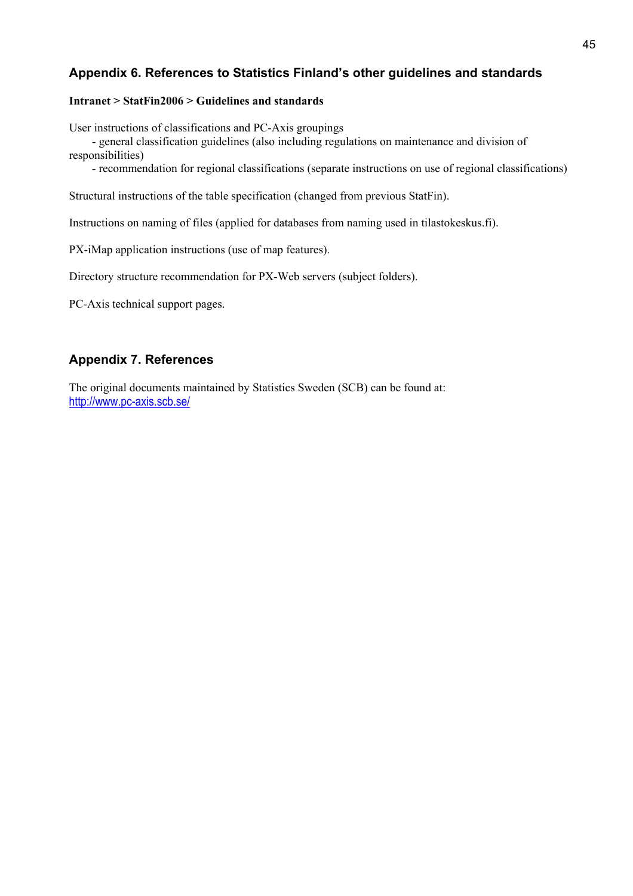## Appendix 6. References to Statistics Finland's other guidelines and standards

**Intranet > StatFin2006 > Guidelines and standards**

User instructions of classifications and PC-Axis groupings
- general classification guidelines (also including regulations on maintenance and division of responsibilities)
- recommendation for regional classifications (separate instructions on use of regional classifications)

Structural instructions of the table specification (changed from previous StatFin).

Instructions on naming of files (applied for databases from naming used in tilastokeskus.fi).

PX-iMap application instructions (use of map features).

Directory structure recommendation for PX-Web servers (subject folders).

PC-Axis technical support pages.

## Appendix 7. References

The original documents maintained by Statistics Sweden (SCB) can be found at:
http://www.pc-axis.scb.se/